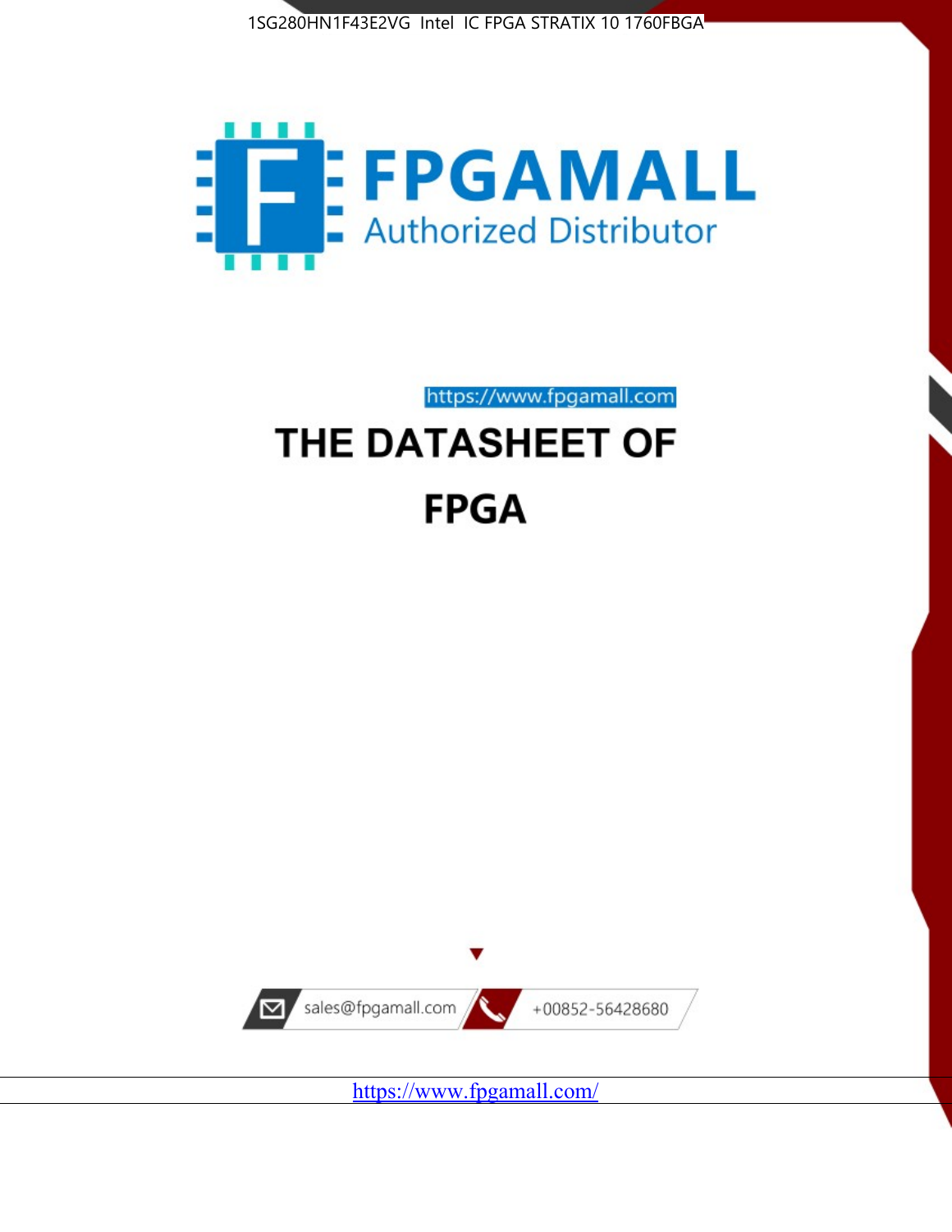1SG280HN1F43E2VG Intel IC FPGA STRATIX 10 1760FBGA

FPGAMALL

Authorized Distributor

https://www.fpgamall.com

# THE DATASHEET OF

# FPGA

sales@fpgamall.com

+00852-56428680

https://www.fpgamall.com/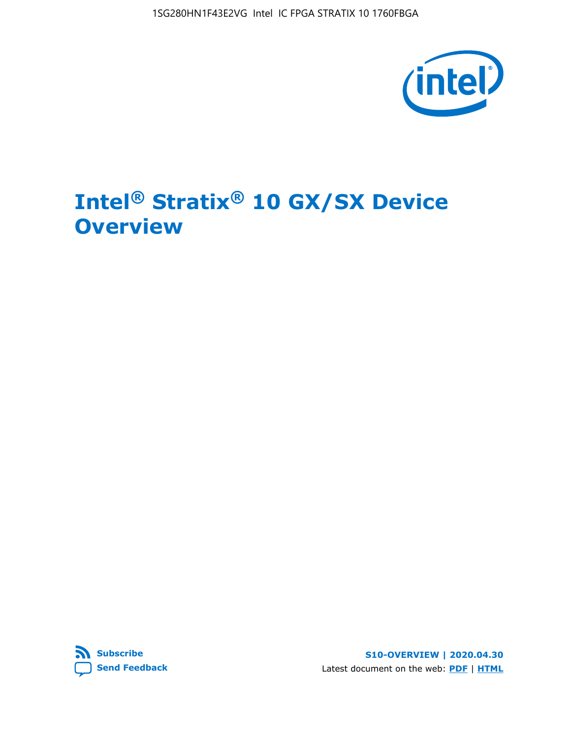# Intel® Stratix® 10 GX/SX Device Overview

S10-OVERVIEW | 2020.04.30

Subscribe

Send Feedback

Latest document on the web: PDF | HTML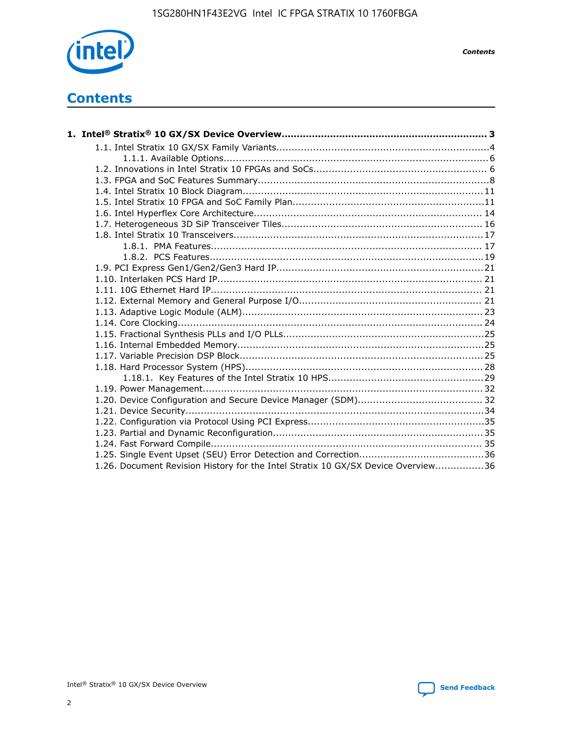# Contents

**1. Intel® Stratix® 10 GX/SX Device Overview....................................................................... 3**

- 1.1. Intel Stratix 10 GX/SX Family Variants...................................................................... 4
  - 1.1.1. Available Options........................................................................................ 6
- 1.2. Innovations in Intel Stratix 10 FPGAs and SoCs.......................................................... 6
- 1.3. FPGA and SoC Features Summary............................................................................. 8
- 1.4. Intel Stratix 10 Block Diagram................................................................................ 11
- 1.5. Intel Stratix 10 FPGA and SoC Family Plan................................................................ 11
- 1.6. Intel Hyperflex Core Architecture............................................................................ 14
- 1.7. Heterogeneous 3D SiP Transceiver Tiles.................................................................. 16
- 1.8. Intel Stratix 10 Transceivers................................................................................... 17
  - 1.8.1. PMA Features........................................................................................... 17
  - 1.8.2. PCS Features............................................................................................ 19
- 1.9. PCI Express Gen1/Gen2/Gen3 Hard IP..................................................................... 21
- 1.10. Interlaken PCS Hard IP......................................................................................... 21
- 1.11. 10G Ethernet Hard IP........................................................................................... 21
- 1.12. External Memory and General Purpose I/O.............................................................. 21
- 1.13. Adaptive Logic Module (ALM)................................................................................. 23
- 1.14. Core Clocking...................................................................................................... 24
- 1.15. Fractional Synthesis PLLs and I/O PLLs................................................................... 25
- 1.16. Internal Embedded Memory................................................................................... 25
- 1.17. Variable Precision DSP Block.................................................................................. 25
- 1.18. Hard Processor System (HPS)................................................................................ 28
  - 1.18.1. Key Features of the Intel Stratix 10 HPS..................................................... 29
- 1.19. Power Management.............................................................................................. 32
- 1.20. Device Configuration and Secure Device Manager (SDM).......................................... 32
- 1.21. Device Security.................................................................................................... 34
- 1.22. Configuration via Protocol Using PCI Express........................................................... 35
- 1.23. Partial and Dynamic Reconfiguration....................................................................... 35
- 1.24. Fast Forward Compile........................................................................................... 35
- 1.25. Single Event Upset (SEU) Error Detection and Correction......................................... 36
- 1.26. Document Revision History for the Intel Stratix 10 GX/SX Device Overview................ 36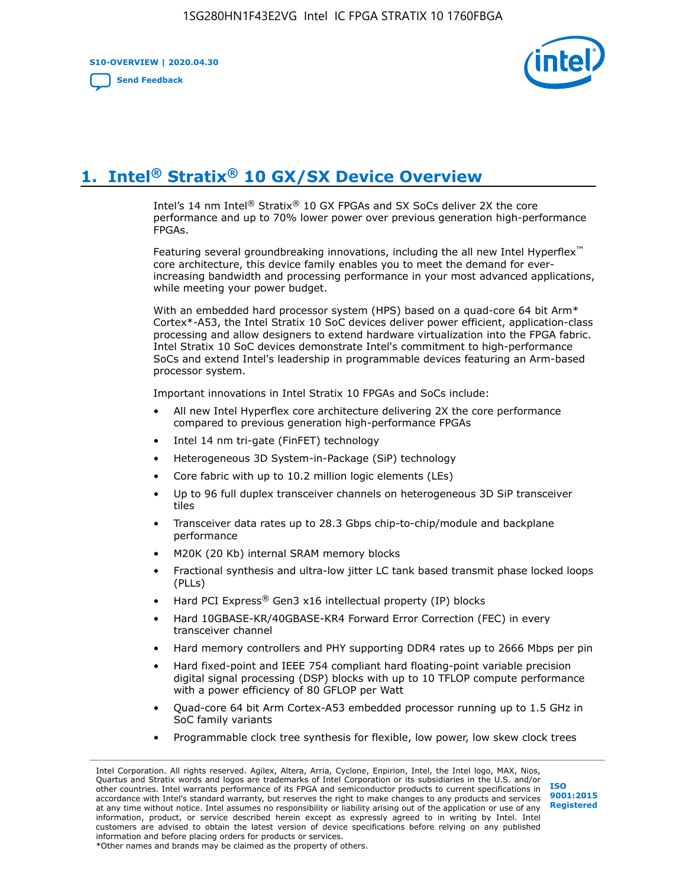# 1. Intel® Stratix® 10 GX/SX Device Overview

Intel's 14 nm Intel® Stratix® 10 GX FPGAs and SX SoCs deliver 2X the core performance and up to 70% lower power over previous generation high-performance FPGAs.

Featuring several groundbreaking innovations, including the all new Intel Hyperflex™ core architecture, this device family enables you to meet the demand for ever-increasing bandwidth and processing performance in your most advanced applications, while meeting your power budget.

With an embedded hard processor system (HPS) based on a quad-core 64 bit Arm* Cortex*-A53, the Intel Stratix 10 SoC devices deliver power efficient, application-class processing and allow designers to extend hardware virtualization into the FPGA fabric. Intel Stratix 10 SoC devices demonstrate Intel's commitment to high-performance SoCs and extend Intel's leadership in programmable devices featuring an Arm-based processor system.

Important innovations in Intel Stratix 10 FPGAs and SoCs include:

- All new Intel Hyperflex core architecture delivering 2X the core performance compared to previous generation high-performance FPGAs
- Intel 14 nm tri-gate (FinFET) technology
- Heterogeneous 3D System-in-Package (SiP) technology
- Core fabric with up to 10.2 million logic elements (LEs)
- Up to 96 full duplex transceiver channels on heterogeneous 3D SiP transceiver tiles
- Transceiver data rates up to 28.3 Gbps chip-to-chip/module and backplane performance
- M20K (20 Kb) internal SRAM memory blocks
- Fractional synthesis and ultra-low jitter LC tank based transmit phase locked loops (PLLs)
- Hard PCI Express® Gen3 x16 intellectual property (IP) blocks
- Hard 10GBASE-KR/40GBASE-KR4 Forward Error Correction (FEC) in every transceiver channel
- Hard memory controllers and PHY supporting DDR4 rates up to 2666 Mbps per pin
- Hard fixed-point and IEEE 754 compliant hard floating-point variable precision digital signal processing (DSP) blocks with up to 10 TFLOP compute performance with a power efficiency of 80 GFLOP per Watt
- Quad-core 64 bit Arm Cortex-A53 embedded processor running up to 1.5 GHz in SoC family variants
- Programmable clock tree synthesis for flexible, low power, low skew clock trees

Intel Corporation. All rights reserved. Agilex, Altera, Arria, Cyclone, Enpirion, Intel, the Intel logo, MAX, Nios, Quartus and Stratix words and logos are trademarks of Intel Corporation or its subsidiaries in the U.S. and/or other countries. Intel warrants performance of its FPGA and semiconductor products to current specifications in accordance with Intel's standard warranty, but reserves the right to make changes to any products and services at any time without notice. Intel assumes no responsibility or liability arising out of the application or use of any information, product, or service described herein except as expressly agreed to in writing by Intel. Intel customers are advised to obtain the latest version of device specifications before relying on any published information and before placing orders for products or services.
*Other names and brands may be claimed as the property of others.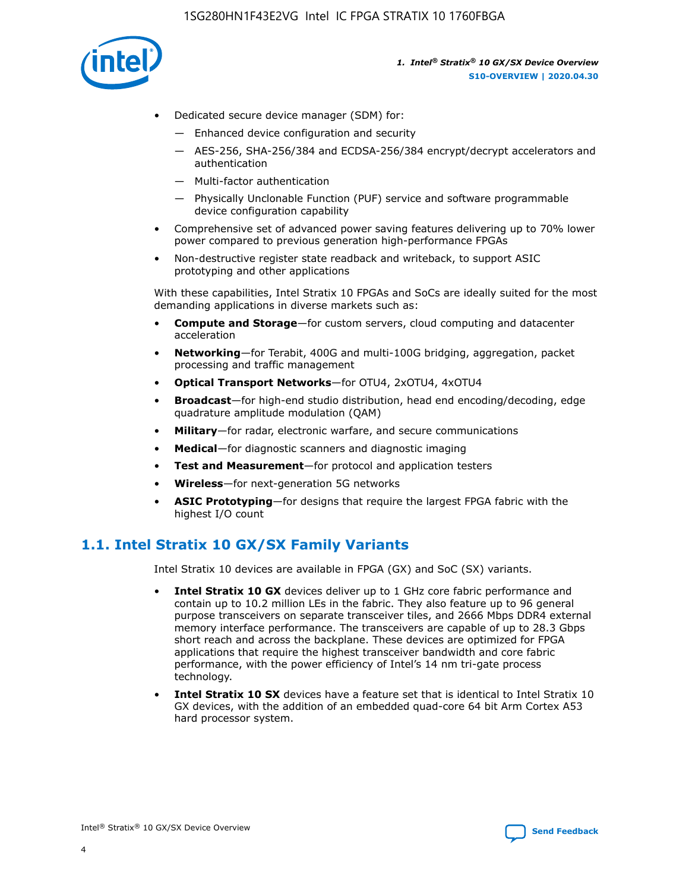- Dedicated secure device manager (SDM) for:
  - — Enhanced device configuration and security
  - — AES-256, SHA-256/384 and ECDSA-256/384 encrypt/decrypt accelerators and authentication
  - — Multi-factor authentication
  - — Physically Unclonable Function (PUF) service and software programmable device configuration capability
- Comprehensive set of advanced power saving features delivering up to 70% lower power compared to previous generation high-performance FPGAs
- Non-destructive register state readback and writeback, to support ASIC prototyping and other applications

With these capabilities, Intel Stratix 10 FPGAs and SoCs are ideally suited for the most demanding applications in diverse markets such as:

- **Compute and Storage**—for custom servers, cloud computing and datacenter acceleration
- **Networking**—for Terabit, 400G and multi-100G bridging, aggregation, packet processing and traffic management
- **Optical Transport Networks**—for OTU4, 2xOTU4, 4xOTU4
- **Broadcast**—for high-end studio distribution, head end encoding/decoding, edge quadrature amplitude modulation (QAM)
- **Military**—for radar, electronic warfare, and secure communications
- **Medical**—for diagnostic scanners and diagnostic imaging
- **Test and Measurement**—for protocol and application testers
- **Wireless**—for next-generation 5G networks
- **ASIC Prototyping**—for designs that require the largest FPGA fabric with the highest I/O count

## 1.1. Intel Stratix 10 GX/SX Family Variants

Intel Stratix 10 devices are available in FPGA (GX) and SoC (SX) variants.

- **Intel Stratix 10 GX** devices deliver up to 1 GHz core fabric performance and contain up to 10.2 million LEs in the fabric. They also feature up to 96 general purpose transceivers on separate transceiver tiles, and 2666 Mbps DDR4 external memory interface performance. The transceivers are capable of up to 28.3 Gbps short reach and across the backplane. These devices are optimized for FPGA applications that require the highest transceiver bandwidth and core fabric performance, with the power efficiency of Intel's 14 nm tri-gate process technology.
- **Intel Stratix 10 SX** devices have a feature set that is identical to Intel Stratix 10 GX devices, with the addition of an embedded quad-core 64 bit Arm Cortex A53 hard processor system.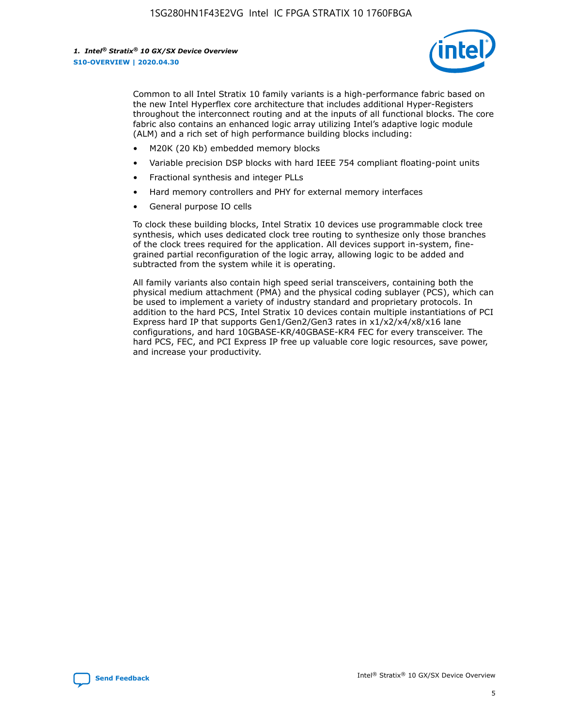Common to all Intel Stratix 10 family variants is a high-performance fabric based on the new Intel Hyperflex core architecture that includes additional Hyper-Registers throughout the interconnect routing and at the inputs of all functional blocks. The core fabric also contains an enhanced logic array utilizing Intel's adaptive logic module (ALM) and a rich set of high performance building blocks including:

- M20K (20 Kb) embedded memory blocks
- Variable precision DSP blocks with hard IEEE 754 compliant floating-point units
- Fractional synthesis and integer PLLs
- Hard memory controllers and PHY for external memory interfaces
- General purpose IO cells

To clock these building blocks, Intel Stratix 10 devices use programmable clock tree synthesis, which uses dedicated clock tree routing to synthesize only those branches of the clock trees required for the application. All devices support in-system, fine-grained partial reconfiguration of the logic array, allowing logic to be added and subtracted from the system while it is operating.

All family variants also contain high speed serial transceivers, containing both the physical medium attachment (PMA) and the physical coding sublayer (PCS), which can be used to implement a variety of industry standard and proprietary protocols. In addition to the hard PCS, Intel Stratix 10 devices contain multiple instantiations of PCI Express hard IP that supports Gen1/Gen2/Gen3 rates in x1/x2/x4/x8/x16 lane configurations, and hard 10GBASE-KR/40GBASE-KR4 FEC for every transceiver. The hard PCS, FEC, and PCI Express IP free up valuable core logic resources, save power, and increase your productivity.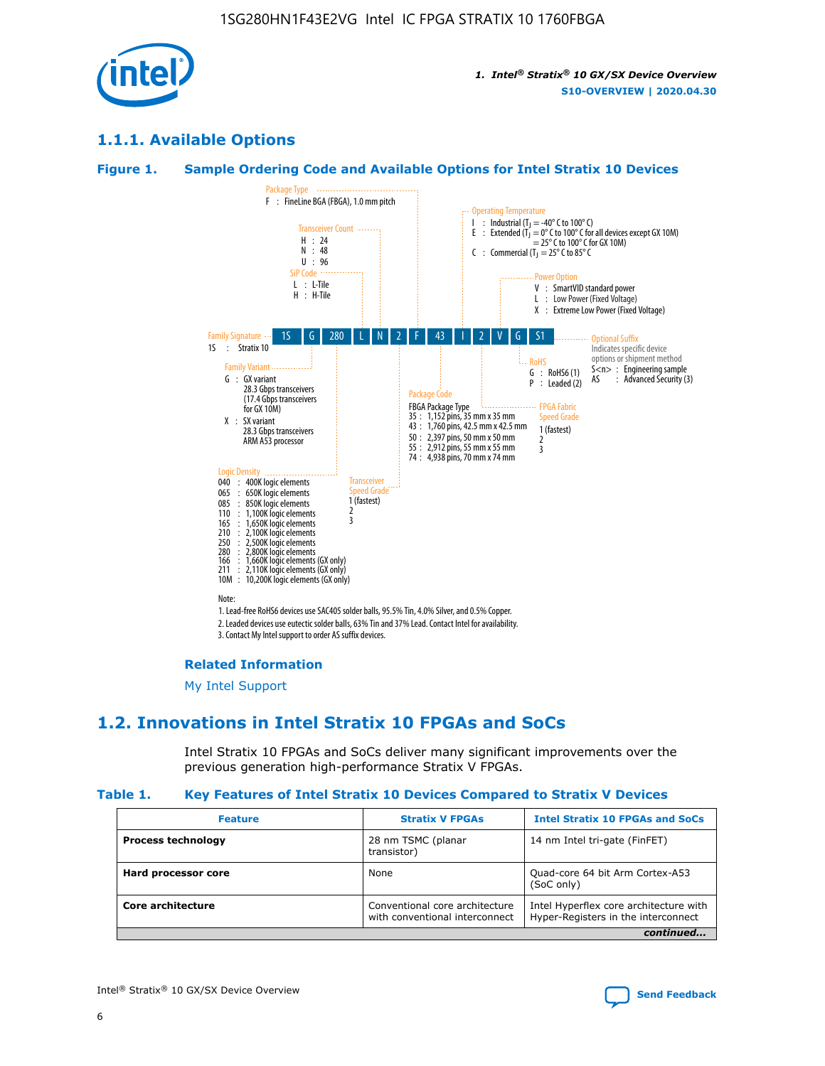## 1.1.1. Available Options

### Figure 1. Sample Ordering Code and Available Options for Intel Stratix 10 Devices

1S | G | 280 | L | N | 2 | F | 43 | I | 2 | V | G | S1

**Family Signature**
1S : Stratix 10

**Family Variant**
G : GX variant
28.3 Gbps transceivers
(17.4 Gbps transceivers for GX 10M)
X : SX variant
28.3 Gbps transceivers
ARM A53 processor

**Logic Density**
040 : 400K logic elements
065 : 650K logic elements
085 : 850K logic elements
110 : 1,100K logic elements
165 : 1,650K logic elements
210 : 2,100K logic elements
250 : 2,500K logic elements
280 : 2,800K logic elements
166 : 1,660K logic elements (GX only)
211 : 2,110K logic elements (GX only)
10M : 10,200K logic elements (GX only)

**SiP Code**
L : L-Tile
H : H-Tile

**Transceiver Count**
H : 24
N : 48
U : 96

**Transceiver Speed Grade**
1 (fastest)
2
3

**Package Type**
F : FineLine BGA (FBGA), 1.0 mm pitch

**Package Code**
FBGA Package Type
35 : 1,152 pins, 35 mm x 35 mm
43 : 1,760 pins, 42.5 mm x 42.5 mm
50 : 2,397 pins, 50 mm x 50 mm
55 : 2,912 pins, 55 mm x 55 mm
74 : 4,938 pins, 70 mm x 74 mm

**Operating Temperature**
I : Industrial ($T_J$ = -40° C to 100° C)
E : Extended ($T_J$ = 0° C to 100° C for all devices except GX 10M)
= 25° C to 100° C for GX 10M)
C : Commercial ($T_J$ = 25° C to 85° C

**FPGA Fabric Speed Grade**
1 (fastest)
2
3

**Power Option**
V : SmartVID standard power
L : Low Power (Fixed Voltage)
X : Extreme Low Power (Fixed Voltage)

**RoHS**
G : RoHS6 (1)
P : Leaded (2)

**Optional Suffix**
Indicates specific device options or shipment method
S<n> : Engineering sample
AS : Advanced Security (3)

Note:
1. Lead-free RoHS6 devices use SAC405 solder balls, 95.5% Tin, 4.0% Silver, and 0.5% Copper.
2. Leaded devices use eutectic solder balls, 63% Tin and 37% Lead. Contact Intel for availability.
3. Contact My Intel support to order AS suffix devices.

**Related Information**

My Intel Support

## 1.2. Innovations in Intel Stratix 10 FPGAs and SoCs

Intel Stratix 10 FPGAs and SoCs deliver many significant improvements over the previous generation high-performance Stratix V FPGAs.

### Table 1. Key Features of Intel Stratix 10 Devices Compared to Stratix V Devices

| Feature | Stratix V FPGAs | Intel Stratix 10 FPGAs and SoCs |
|---|---|---|
| **Process technology** | 28 nm TSMC (planar transistor) | 14 nm Intel tri-gate (FinFET) |
| **Hard processor core** | None | Quad-core 64 bit Arm Cortex-A53 (SoC only) |
| **Core architecture** | Conventional core architecture with conventional interconnect | Intel Hyperflex core architecture with Hyper-Registers in the interconnect |

*continued...*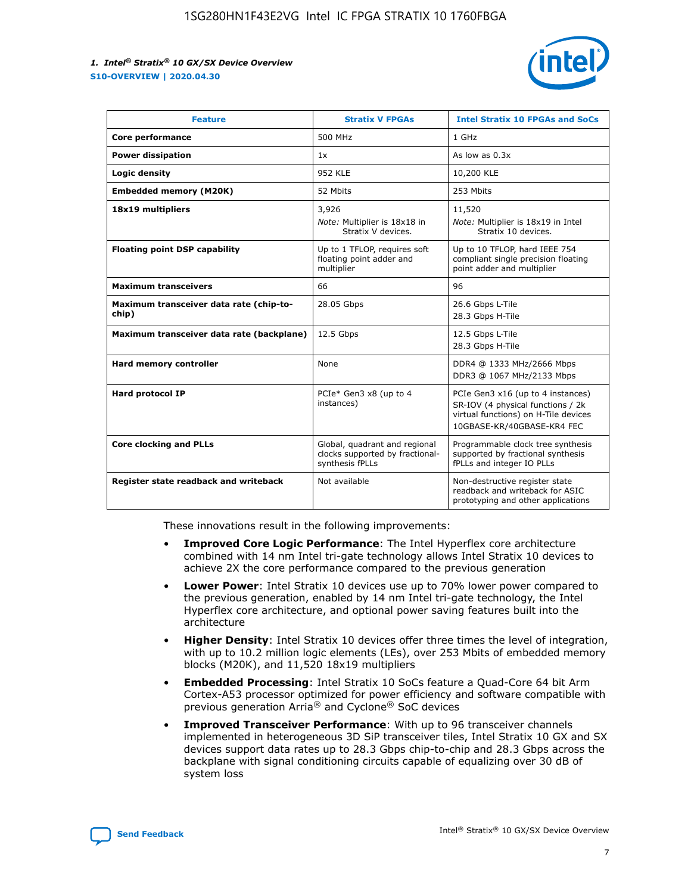| Feature | Stratix V FPGAs | Intel Stratix 10 FPGAs and SoCs |
| --- | --- | --- |
| **Core performance** | 500 MHz | 1 GHz |
| **Power dissipation** | 1x | As low as 0.3x |
| **Logic density** | 952 KLE | 10,200 KLE |
| **Embedded memory (M20K)** | 52 Mbits | 253 Mbits |
| **18x19 multipliers** | 3,926<br>*Note:* Multiplier is 18x18 in Stratix V devices. | 11,520<br>*Note:* Multiplier is 18x19 in Intel Stratix 10 devices. |
| **Floating point DSP capability** | Up to 1 TFLOP, requires soft floating point adder and multiplier | Up to 10 TFLOP, hard IEEE 754 compliant single precision floating point adder and multiplier |
| **Maximum transceivers** | 66 | 96 |
| **Maximum transceiver data rate (chip-to-chip)** | 28.05 Gbps | 26.6 Gbps L-Tile<br>28.3 Gbps H-Tile |
| **Maximum transceiver data rate (backplane)** | 12.5 Gbps | 12.5 Gbps L-Tile<br>28.3 Gbps H-Tile |
| **Hard memory controller** | None | DDR4 @ 1333 MHz/2666 Mbps<br>DDR3 @ 1067 MHz/2133 Mbps |
| **Hard protocol IP** | PCIe* Gen3 x8 (up to 4 instances) | PCIe Gen3 x16 (up to 4 instances)<br>SR-IOV (4 physical functions / 2k virtual functions) on H-Tile devices<br>10GBASE-KR/40GBASE-KR4 FEC |
| **Core clocking and PLLs** | Global, quadrant and regional clocks supported by fractional-synthesis fPLLs | Programmable clock tree synthesis supported by fractional synthesis fPLLs and integer IO PLLs |
| **Register state readback and writeback** | Not available | Non-destructive register state readback and writeback for ASIC prototyping and other applications |

These innovations result in the following improvements:

- **Improved Core Logic Performance**: The Intel Hyperflex core architecture combined with 14 nm Intel tri-gate technology allows Intel Stratix 10 devices to achieve 2X the core performance compared to the previous generation
- **Lower Power**: Intel Stratix 10 devices use up to 70% lower power compared to the previous generation, enabled by 14 nm Intel tri-gate technology, the Intel Hyperflex core architecture, and optional power saving features built into the architecture
- **Higher Density**: Intel Stratix 10 devices offer three times the level of integration, with up to 10.2 million logic elements (LEs), over 253 Mbits of embedded memory blocks (M20K), and 11,520 18x19 multipliers
- **Embedded Processing**: Intel Stratix 10 SoCs feature a Quad-Core 64 bit Arm Cortex-A53 processor optimized for power efficiency and software compatible with previous generation Arria® and Cyclone® SoC devices
- **Improved Transceiver Performance**: With up to 96 transceiver channels implemented in heterogeneous 3D SiP transceiver tiles, Intel Stratix 10 GX and SX devices support data rates up to 28.3 Gbps chip-to-chip and 28.3 Gbps across the backplane with signal conditioning circuits capable of equalizing over 30 dB of system loss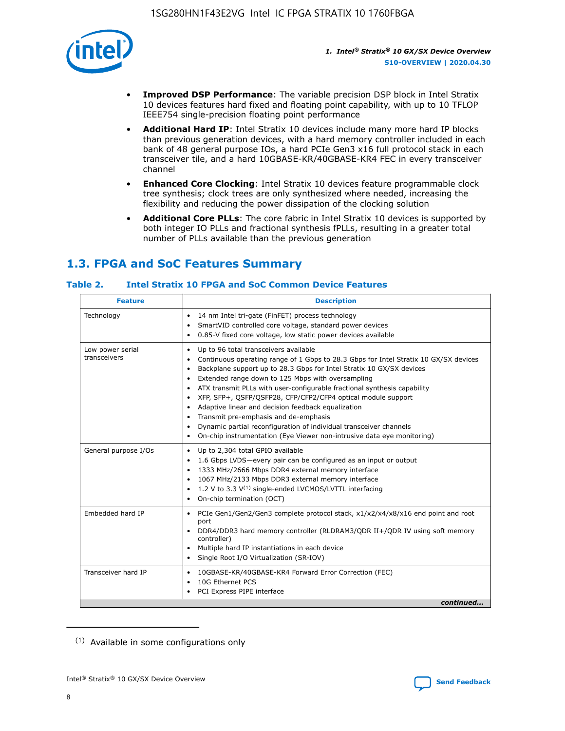- **Improved DSP Performance**: The variable precision DSP block in Intel Stratix 10 devices features hard fixed and floating point capability, with up to 10 TFLOP IEEE754 single-precision floating point performance
- **Additional Hard IP**: Intel Stratix 10 devices include many more hard IP blocks than previous generation devices, with a hard memory controller included in each bank of 48 general purpose IOs, a hard PCIe Gen3 x16 full protocol stack in each transceiver tile, and a hard 10GBASE-KR/40GBASE-KR4 FEC in every transceiver channel
- **Enhanced Core Clocking**: Intel Stratix 10 devices feature programmable clock tree synthesis; clock trees are only synthesized where needed, increasing the flexibility and reducing the power dissipation of the clocking solution
- **Additional Core PLLs**: The core fabric in Intel Stratix 10 devices is supported by both integer IO PLLs and fractional synthesis fPLLs, resulting in a greater total number of PLLs available than the previous generation

## 1.3. FPGA and SoC Features Summary

### Table 2. Intel Stratix 10 FPGA and SoC Common Device Features

| Feature | Description |
| --- | --- |
| Technology | • 14 nm Intel tri-gate (FinFET) process technology<br>• SmartVID controlled core voltage, standard power devices<br>• 0.85-V fixed core voltage, low static power devices available |
| Low power serial transceivers | • Up to 96 total transceivers available<br>• Continuous operating range of 1 Gbps to 28.3 Gbps for Intel Stratix 10 GX/SX devices<br>• Backplane support up to 28.3 Gbps for Intel Stratix 10 GX/SX devices<br>• Extended range down to 125 Mbps with oversampling<br>• ATX transmit PLLs with user-configurable fractional synthesis capability<br>• XFP, SFP+, QSFP/QSFP28, CFP/CFP2/CFP4 optical module support<br>• Adaptive linear and decision feedback equalization<br>• Transmit pre-emphasis and de-emphasis<br>• Dynamic partial reconfiguration of individual transceiver channels<br>• On-chip instrumentation (Eye Viewer non-intrusive data eye monitoring) |
| General purpose I/Os | • Up to 2,304 total GPIO available<br>• 1.6 Gbps LVDS—every pair can be configured as an input or output<br>• 1333 MHz/2666 Mbps DDR4 external memory interface<br>• 1067 MHz/2133 Mbps DDR3 external memory interface<br>• 1.2 V to 3.3 V[(1)] single-ended LVCMOS/LVTTL interfacing<br>• On-chip termination (OCT) |
| Embedded hard IP | • PCIe Gen1/Gen2/Gen3 complete protocol stack, x1/x2/x4/x8/x16 end point and root port<br>• DDR4/DDR3 hard memory controller (RLDRAM3/QDR II+/QDR IV using soft memory controller)<br>• Multiple hard IP instantiations in each device<br>• Single Root I/O Virtualization (SR-IOV) |
| Transceiver hard IP | • 10GBASE-KR/40GBASE-KR4 Forward Error Correction (FEC)<br>• 10G Ethernet PCS<br>• PCI Express PIPE interface |

*continued...*

(1) Available in some configurations only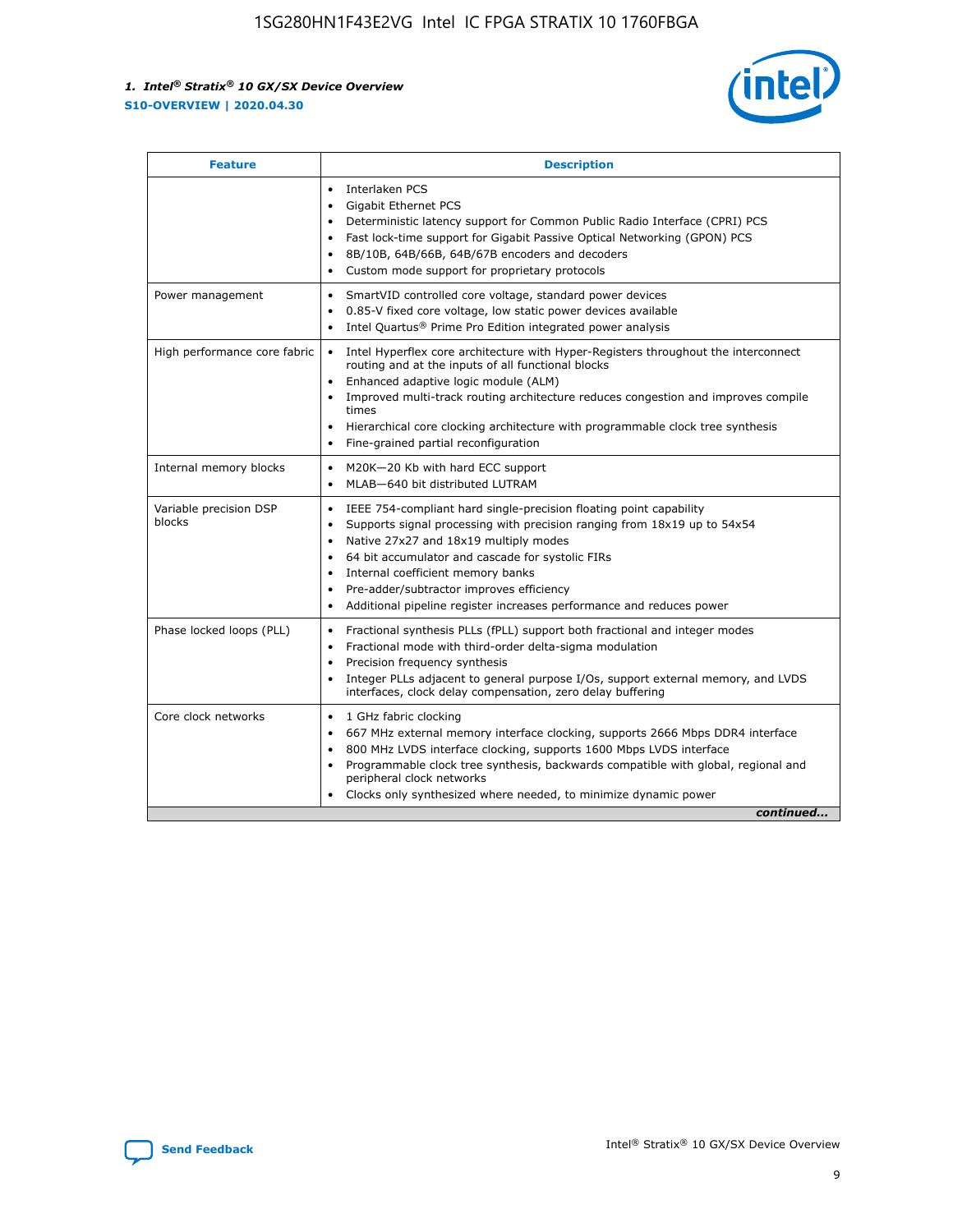| Feature | Description |
| --- | --- |
| | • Interlaken PCS<br>• Gigabit Ethernet PCS<br>• Deterministic latency support for Common Public Radio Interface (CPRI) PCS<br>• Fast lock-time support for Gigabit Passive Optical Networking (GPON) PCS<br>• 8B/10B, 64B/66B, 64B/67B encoders and decoders<br>• Custom mode support for proprietary protocols |
| Power management | • SmartVID controlled core voltage, standard power devices<br>• 0.85-V fixed core voltage, low static power devices available<br>• Intel Quartus® Prime Pro Edition integrated power analysis |
| High performance core fabric | • Intel Hyperflex core architecture with Hyper-Registers throughout the interconnect routing and at the inputs of all functional blocks<br>• Enhanced adaptive logic module (ALM)<br>• Improved multi-track routing architecture reduces congestion and improves compile times<br>• Hierarchical core clocking architecture with programmable clock tree synthesis<br>• Fine-grained partial reconfiguration |
| Internal memory blocks | • M20K—20 Kb with hard ECC support<br>• MLAB—640 bit distributed LUTRAM |
| Variable precision DSP blocks | • IEEE 754-compliant hard single-precision floating point capability<br>• Supports signal processing with precision ranging from 18x19 up to 54x54<br>• Native 27x27 and 18x19 multiply modes<br>• 64 bit accumulator and cascade for systolic FIRs<br>• Internal coefficient memory banks<br>• Pre-adder/subtractor improves efficiency<br>• Additional pipeline register increases performance and reduces power |
| Phase locked loops (PLL) | • Fractional synthesis PLLs (fPLL) support both fractional and integer modes<br>• Fractional mode with third-order delta-sigma modulation<br>• Precision frequency synthesis<br>• Integer PLLs adjacent to general purpose I/Os, support external memory, and LVDS interfaces, clock delay compensation, zero delay buffering |
| Core clock networks | • 1 GHz fabric clocking<br>• 667 MHz external memory interface clocking, supports 2666 Mbps DDR4 interface<br>• 800 MHz LVDS interface clocking, supports 1600 Mbps LVDS interface<br>• Programmable clock tree synthesis, backwards compatible with global, regional and peripheral clock networks<br>• Clocks only synthesized where needed, to minimize dynamic power |

*continued...*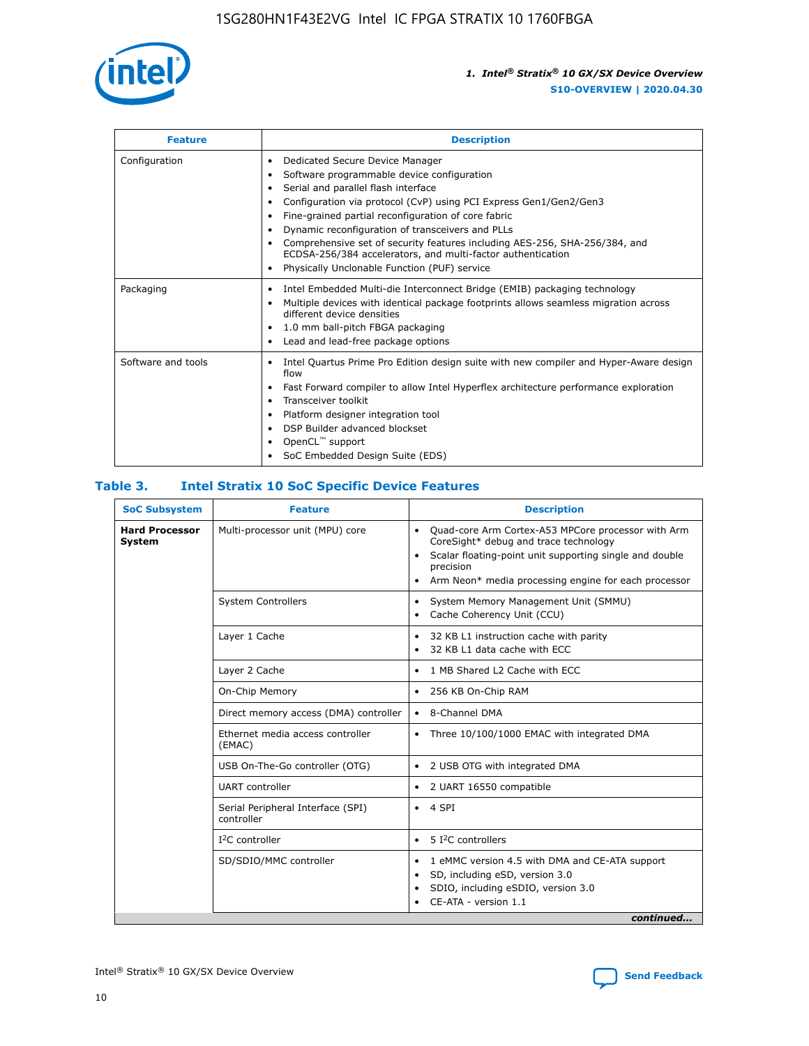| Feature | Description |
| --- | --- |
| Configuration | • Dedicated Secure Device Manager<br>• Software programmable device configuration<br>• Serial and parallel flash interface<br>• Configuration via protocol (CvP) using PCI Express Gen1/Gen2/Gen3<br>• Fine-grained partial reconfiguration of core fabric<br>• Dynamic reconfiguration of transceivers and PLLs<br>• Comprehensive set of security features including AES-256, SHA-256/384, and ECDSA-256/384 accelerators, and multi-factor authentication<br>• Physically Unclonable Function (PUF) service |
| Packaging | • Intel Embedded Multi-die Interconnect Bridge (EMIB) packaging technology<br>• Multiple devices with identical package footprints allows seamless migration across different device densities<br>• 1.0 mm ball-pitch FBGA packaging<br>• Lead and lead-free package options |
| Software and tools | • Intel Quartus Prime Pro Edition design suite with new compiler and Hyper-Aware design flow<br>• Fast Forward compiler to allow Intel Hyperflex architecture performance exploration<br>• Transceiver toolkit<br>• Platform designer integration tool<br>• DSP Builder advanced blockset<br>• OpenCL™ support<br>• SoC Embedded Design Suite (EDS) |

## Table 3. Intel Stratix 10 SoC Specific Device Features

| SoC Subsystem | Feature | Description |
| --- | --- | --- |
| **Hard Processor System** | Multi-processor unit (MPU) core | • Quad-core Arm Cortex-A53 MPCore processor with Arm CoreSight* debug and trace technology<br>• Scalar floating-point unit supporting single and double precision<br>• Arm Neon* media processing engine for each processor |
| | System Controllers | • System Memory Management Unit (SMMU)<br>• Cache Coherency Unit (CCU) |
| | Layer 1 Cache | • 32 KB L1 instruction cache with parity<br>• 32 KB L1 data cache with ECC |
| | Layer 2 Cache | • 1 MB Shared L2 Cache with ECC |
| | On-Chip Memory | • 256 KB On-Chip RAM |
| | Direct memory access (DMA) controller | • 8-Channel DMA |
| | Ethernet media access controller (EMAC) | • Three 10/100/1000 EMAC with integrated DMA |
| | USB On-The-Go controller (OTG) | • 2 USB OTG with integrated DMA |
| | UART controller | • 2 UART 16550 compatible |
| | Serial Peripheral Interface (SPI) controller | • 4 SPI |
| | I²C controller | • 5 I²C controllers |
| | SD/SDIO/MMC controller | • 1 eMMC version 4.5 with DMA and CE-ATA support<br>• SD, including eSD, version 3.0<br>• SDIO, including eSDIO, version 3.0<br>• CE-ATA - version 1.1 |

*continued...*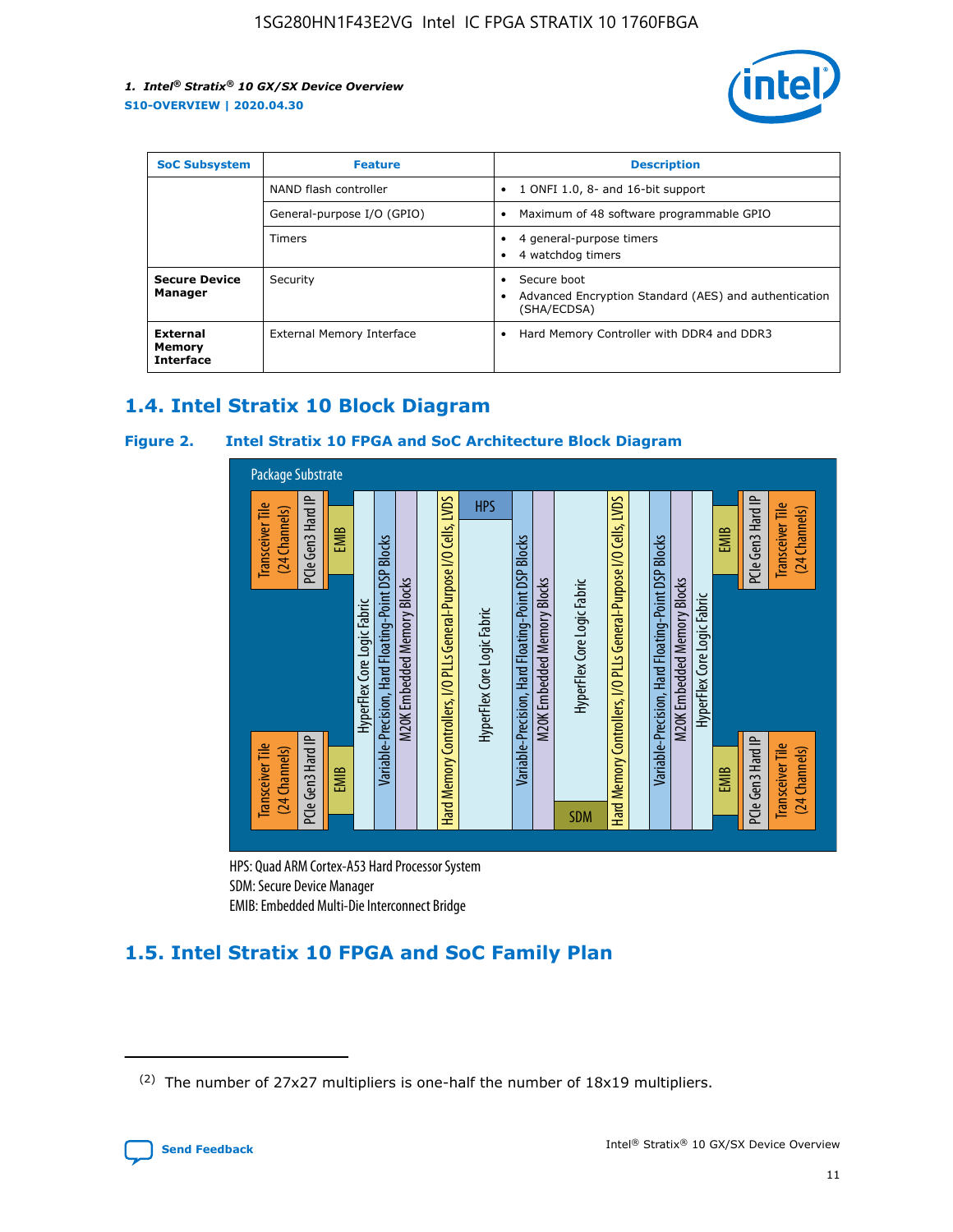| SoC Subsystem | Feature | Description |
| --- | --- | --- |
| | NAND flash controller | • 1 ONFI 1.0, 8- and 16-bit support |
| | General-purpose I/O (GPIO) | • Maximum of 48 software programmable GPIO |
| | Timers | • 4 general-purpose timers<br>• 4 watchdog timers |
| **Secure Device Manager** | Security | • Secure boot<br>• Advanced Encryption Standard (AES) and authentication (SHA/ECDSA) |
| **External Memory Interface** | External Memory Interface | • Hard Memory Controller with DDR4 and DDR3 |

## 1.4. Intel Stratix 10 Block Diagram

### Figure 2. Intel Stratix 10 FPGA and SoC Architecture Block Diagram

Package Substrate

Transceiver Tile (24 Channels) | PCIe Gen3 Hard IP | EMIB | HyperFlex Core Logic Fabric | Variable-Precision, Hard Floating-Point DSP Blocks | M20K Embedded Memory Blocks | Hard Memory Controllers, I/O PLLs General-Purpose I/O Cells, LVDS | HPS | HyperFlex Core Logic Fabric | Variable-Precision, Hard Floating-Point DSP Blocks | M20K Embedded Memory Blocks | HyperFlex Core Logic Fabric | SDM | Hard Memory Controllers, I/O PLLs General-Purpose I/O Cells, LVDS | Variable-Precision, Hard Floating-Point DSP Blocks | M20K Embedded Memory Blocks | HyperFlex Core Logic Fabric | EMIB | PCIe Gen3 Hard IP | Transceiver Tile (24 Channels)

HPS: Quad ARM Cortex-A53 Hard Processor System
SDM: Secure Device Manager
EMIB: Embedded Multi-Die Interconnect Bridge

## 1.5. Intel Stratix 10 FPGA and SoC Family Plan

(2) The number of 27x27 multipliers is one-half the number of 18x19 multipliers.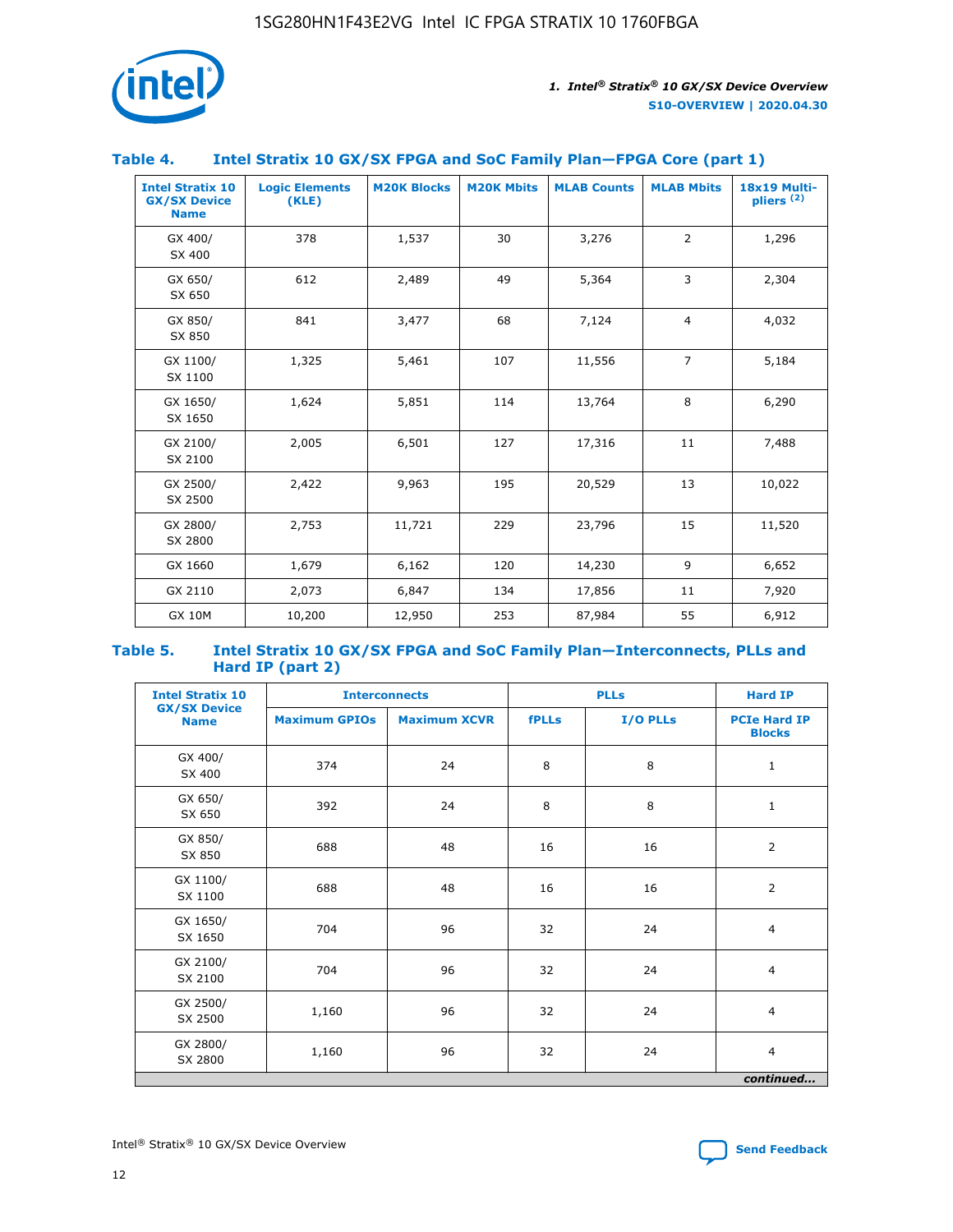### Table 4. Intel Stratix 10 GX/SX FPGA and SoC Family Plan—FPGA Core (part 1)

| Intel Stratix 10 GX/SX Device Name | Logic Elements (KLE) | M20K Blocks | M20K Mbits | MLAB Counts | MLAB Mbits | 18x19 Multi-pliers (2) |
|---|---|---|---|---|---|---|
| GX 400/ SX 400 | 378 | 1,537 | 30 | 3,276 | 2 | 1,296 |
| GX 650/ SX 650 | 612 | 2,489 | 49 | 5,364 | 3 | 2,304 |
| GX 850/ SX 850 | 841 | 3,477 | 68 | 7,124 | 4 | 4,032 |
| GX 1100/ SX 1100 | 1,325 | 5,461 | 107 | 11,556 | 7 | 5,184 |
| GX 1650/ SX 1650 | 1,624 | 5,851 | 114 | 13,764 | 8 | 6,290 |
| GX 2100/ SX 2100 | 2,005 | 6,501 | 127 | 17,316 | 11 | 7,488 |
| GX 2500/ SX 2500 | 2,422 | 9,963 | 195 | 20,529 | 13 | 10,022 |
| GX 2800/ SX 2800 | 2,753 | 11,721 | 229 | 23,796 | 15 | 11,520 |
| GX 1660 | 1,679 | 6,162 | 120 | 14,230 | 9 | 6,652 |
| GX 2110 | 2,073 | 6,847 | 134 | 17,856 | 11 | 7,920 |
| GX 10M | 10,200 | 12,950 | 253 | 87,984 | 55 | 6,912 |

### Table 5. Intel Stratix 10 GX/SX FPGA and SoC Family Plan—Interconnects, PLLs and Hard IP (part 2)

| Intel Stratix 10 GX/SX Device Name | Interconnects | | PLLs | | Hard IP |
|---|---|---|---|---|---|
| | Maximum GPIOs | Maximum XCVR | fPLLs | I/O PLLs | PCIe Hard IP Blocks |
| GX 400/ SX 400 | 374 | 24 | 8 | 8 | 1 |
| GX 650/ SX 650 | 392 | 24 | 8 | 8 | 1 |
| GX 850/ SX 850 | 688 | 48 | 16 | 16 | 2 |
| GX 1100/ SX 1100 | 688 | 48 | 16 | 16 | 2 |
| GX 1650/ SX 1650 | 704 | 96 | 32 | 24 | 4 |
| GX 2100/ SX 2100 | 704 | 96 | 32 | 24 | 4 |
| GX 2500/ SX 2500 | 1,160 | 96 | 32 | 24 | 4 |
| GX 2800/ SX 2800 | 1,160 | 96 | 32 | 24 | 4 |

*continued...*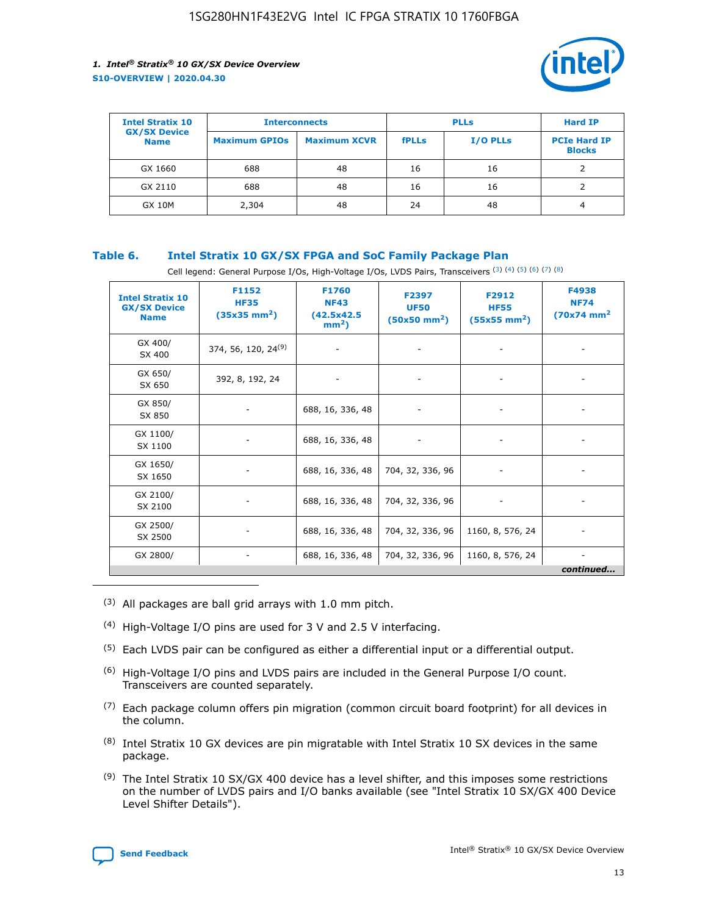| Intel Stratix 10 GX/SX Device Name | Interconnects | | PLLs | | Hard IP |
|---|---|---|---|---|---|
| | Maximum GPIOs | Maximum XCVR | fPLLs | I/O PLLs | PCIe Hard IP Blocks |
| GX 1660 | 688 | 48 | 16 | 16 | 2 |
| GX 2110 | 688 | 48 | 16 | 16 | 2 |
| GX 10M | 2,304 | 48 | 24 | 48 | 4 |

**Table 6. Intel Stratix 10 GX/SX FPGA and SoC Family Package Plan**

Cell legend: General Purpose I/Os, High-Voltage I/Os, LVDS Pairs, Transceivers [(3)] [(4)] [(5)] [(6)] [(7)] [(8)]

| Intel Stratix 10 GX/SX Device Name | F1152 HF35 (35x35 mm²) | F1760 NF43 (42.5x42.5 mm²) | F2397 UF50 (50x50 mm²) | F2912 HF55 (55x55 mm²) | F4938 NF74 (70x74 mm² |
|---|---|---|---|---|---|
| GX 400/ SX 400 | 374, 56, 120, 24[(9)] | - | - | - | - |
| GX 650/ SX 650 | 392, 8, 192, 24 | - | - | - | - |
| GX 850/ SX 850 | - | 688, 16, 336, 48 | - | - | - |
| GX 1100/ SX 1100 | - | 688, 16, 336, 48 | - | - | - |
| GX 1650/ SX 1650 | - | 688, 16, 336, 48 | 704, 32, 336, 96 | - | - |
| GX 2100/ SX 2100 | - | 688, 16, 336, 48 | 704, 32, 336, 96 | - | - |
| GX 2500/ SX 2500 | - | 688, 16, 336, 48 | 704, 32, 336, 96 | 1160, 8, 576, 24 | - |
| GX 2800/ | - | 688, 16, 336, 48 | 704, 32, 336, 96 | 1160, 8, 576, 24 | - |

*continued...*

(3) All packages are ball grid arrays with 1.0 mm pitch.

(4) High-Voltage I/O pins are used for 3 V and 2.5 V interfacing.

(5) Each LVDS pair can be configured as either a differential input or a differential output.

(6) High-Voltage I/O pins and LVDS pairs are included in the General Purpose I/O count. Transceivers are counted separately.

(7) Each package column offers pin migration (common circuit board footprint) for all devices in the column.

(8) Intel Stratix 10 GX devices are pin migratable with Intel Stratix 10 SX devices in the same package.

(9) The Intel Stratix 10 SX/GX 400 device has a level shifter, and this imposes some restrictions on the number of LVDS pairs and I/O banks available (see "Intel Stratix 10 SX/GX 400 Device Level Shifter Details").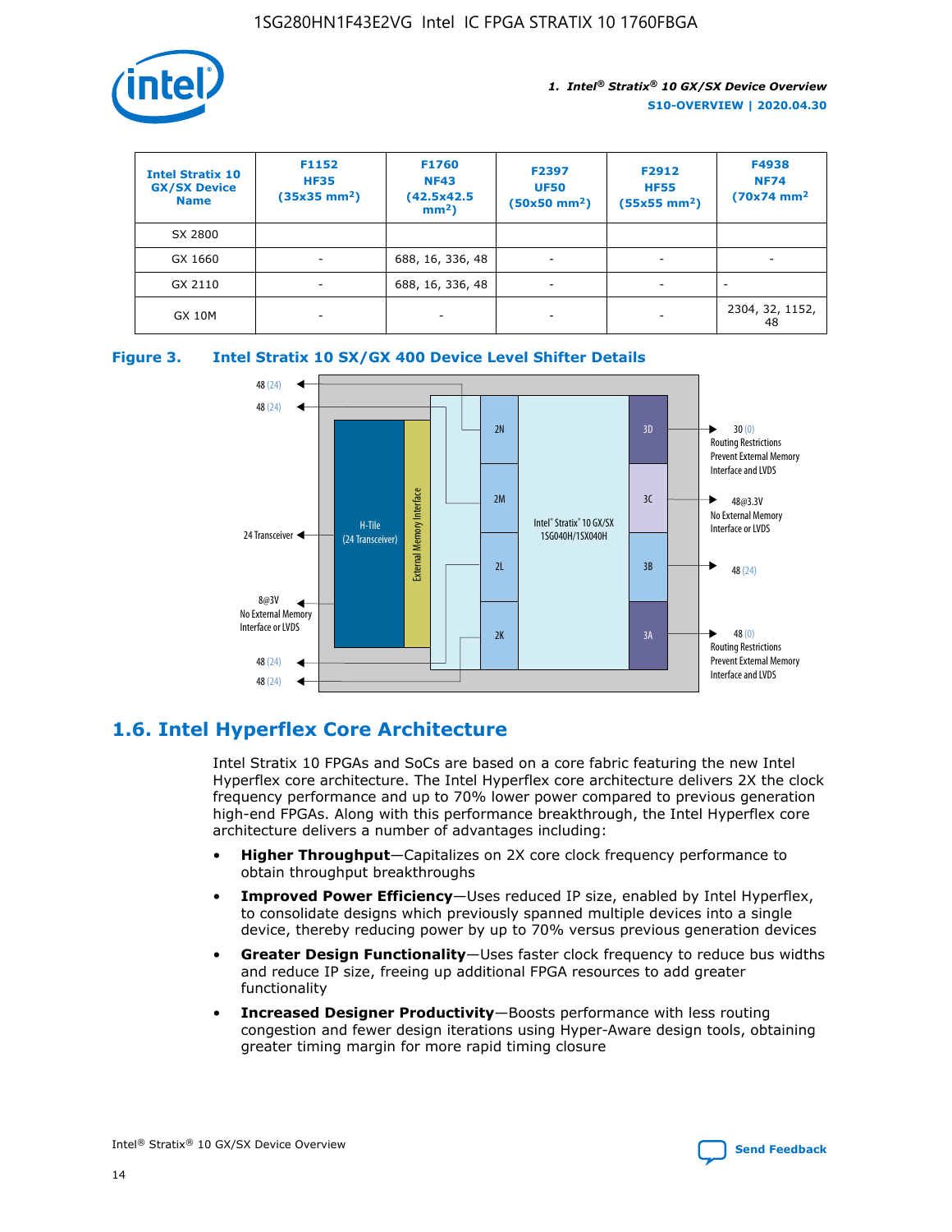| Intel Stratix 10 GX/SX Device Name | F1152 HF35 (35x35 mm[2]) | F1760 NF43 (42.5x42.5 mm[2]) | F2397 UF50 (50x50 mm[2]) | F2912 HF55 (55x55 mm[2]) | F4938 NF74 (70x74 mm[2] |
|---|---|---|---|---|---|
| SX 2800 | | | | | |
| GX 1660 | - | 688, 16, 336, 48 | - | - | - |
| GX 2110 | - | 688, 16, 336, 48 | - | - | - |
| GX 10M | - | - | - | - | 2304, 32, 1152, 48 |

**Figure 3. Intel Stratix 10 SX/GX 400 Device Level Shifter Details**

## 1.6. Intel Hyperflex Core Architecture

Intel Stratix 10 FPGAs and SoCs are based on a core fabric featuring the new Intel Hyperflex core architecture. The Intel Hyperflex core architecture delivers 2X the clock frequency performance and up to 70% lower power compared to previous generation high-end FPGAs. Along with this performance breakthrough, the Intel Hyperflex core architecture delivers a number of advantages including:

- **Higher Throughput**—Capitalizes on 2X core clock frequency performance to obtain throughput breakthroughs
- **Improved Power Efficiency**—Uses reduced IP size, enabled by Intel Hyperflex, to consolidate designs which previously spanned multiple devices into a single device, thereby reducing power by up to 70% versus previous generation devices
- **Greater Design Functionality**—Uses faster clock frequency to reduce bus widths and reduce IP size, freeing up additional FPGA resources to add greater functionality
- **Increased Designer Productivity**—Boosts performance with less routing congestion and fewer design iterations using Hyper-Aware design tools, obtaining greater timing margin for more rapid timing closure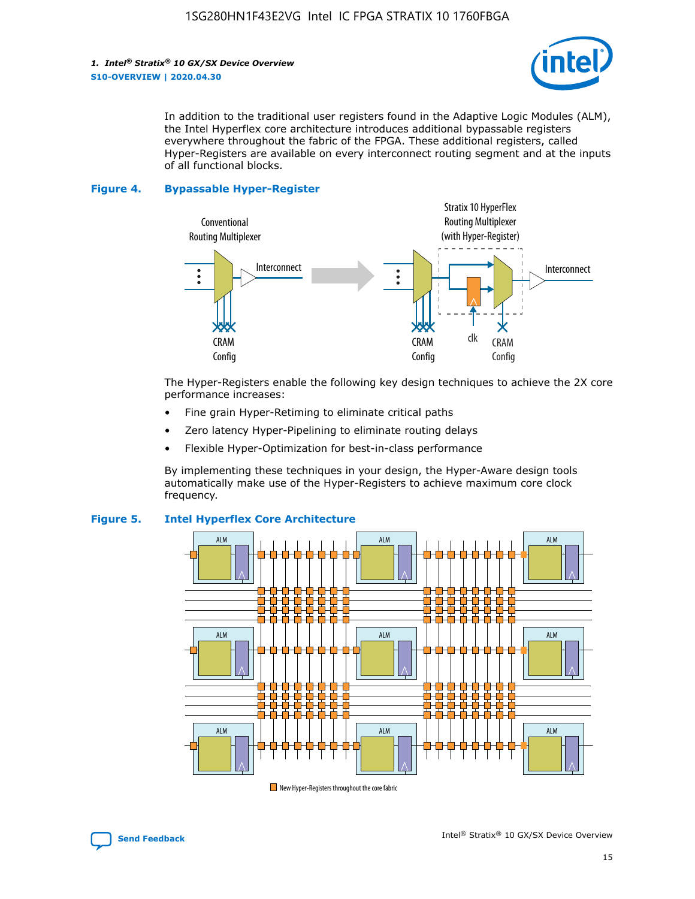In addition to the traditional user registers found in the Adaptive Logic Modules (ALM), the Intel Hyperflex core architecture introduces additional bypassable registers everywhere throughout the fabric of the FPGA. These additional registers, called Hyper-Registers are available on every interconnect routing segment and at the inputs of all functional blocks.

**Figure 4. Bypassable Hyper-Register**

The Hyper-Registers enable the following key design techniques to achieve the 2X core performance increases:

- Fine grain Hyper-Retiming to eliminate critical paths
- Zero latency Hyper-Pipelining to eliminate routing delays
- Flexible Hyper-Optimization for best-in-class performance

By implementing these techniques in your design, the Hyper-Aware design tools automatically make use of the Hyper-Registers to achieve maximum core clock frequency.

**Figure 5. Intel Hyperflex Core Architecture**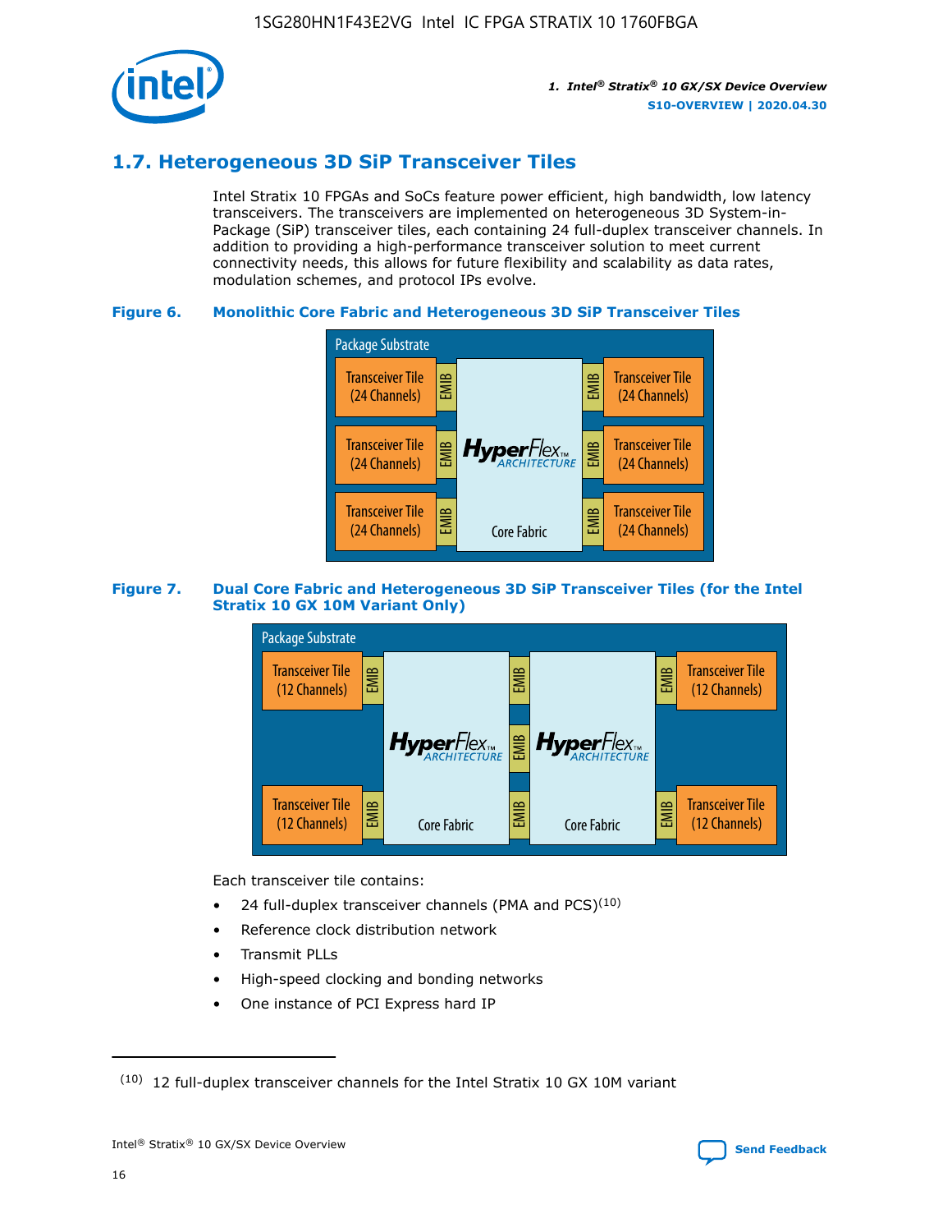## 1.7. Heterogeneous 3D SiP Transceiver Tiles

Intel Stratix 10 FPGAs and SoCs feature power efficient, high bandwidth, low latency transceivers. The transceivers are implemented on heterogeneous 3D System-in-Package (SiP) transceiver tiles, each containing 24 full-duplex transceiver channels. In addition to providing a high-performance transceiver solution to meet current connectivity needs, this allows for future flexibility and scalability as data rates, modulation schemes, and protocol IPs evolve.

**Figure 6. Monolithic Core Fabric and Heterogeneous 3D SiP Transceiver Tiles**

Package Substrate

Transceiver Tile (24 Channels) | EMIB | HyperFlex ARCHITECTURE Core Fabric | EMIB | Transceiver Tile (24 Channels)

Transceiver Tile (24 Channels) | EMIB | | EMIB | Transceiver Tile (24 Channels)

Transceiver Tile (24 Channels) | EMIB | | EMIB | Transceiver Tile (24 Channels)

**Figure 7. Dual Core Fabric and Heterogeneous 3D SiP Transceiver Tiles (for the Intel Stratix 10 GX 10M Variant Only)**

Package Substrate

Transceiver Tile (12 Channels) | EMIB | HyperFlex ARCHITECTURE Core Fabric | EMIB | HyperFlex ARCHITECTURE Core Fabric | EMIB | Transceiver Tile (12 Channels)

Transceiver Tile (12 Channels) | EMIB | | EMIB | | EMIB | Transceiver Tile (12 Channels)

Each transceiver tile contains:

- 24 full-duplex transceiver channels (PMA and PCS)[10]
- Reference clock distribution network
- Transmit PLLs
- High-speed clocking and bonding networks
- One instance of PCI Express hard IP

[10] 12 full-duplex transceiver channels for the Intel Stratix 10 GX 10M variant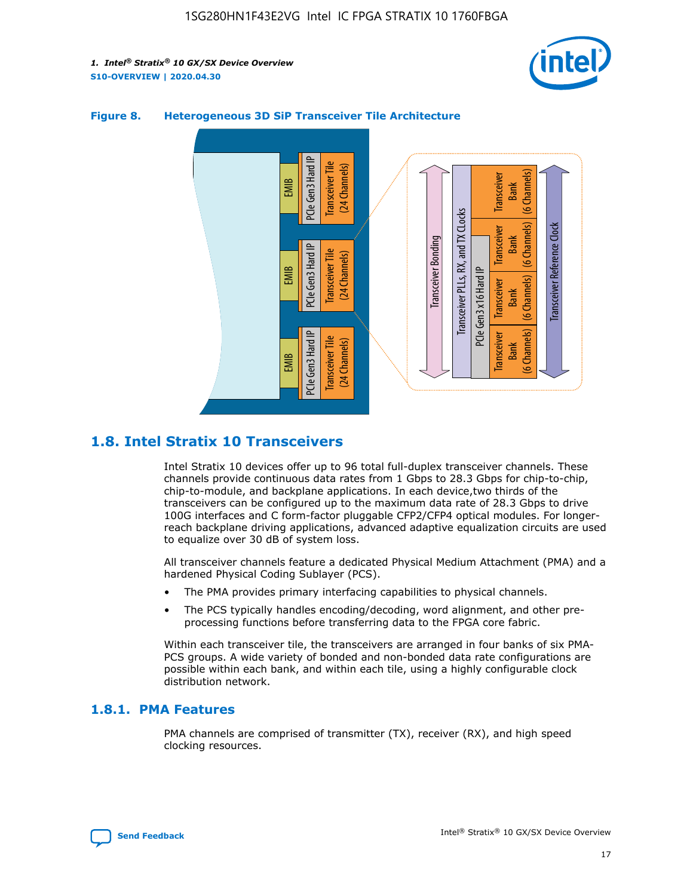**Figure 8. Heterogeneous 3D SiP Transceiver Tile Architecture**

## 1.8. Intel Stratix 10 Transceivers

Intel Stratix 10 devices offer up to 96 total full-duplex transceiver channels. These channels provide continuous data rates from 1 Gbps to 28.3 Gbps for chip-to-chip, chip-to-module, and backplane applications. In each device,two thirds of the transceivers can be configured up to the maximum data rate of 28.3 Gbps to drive 100G interfaces and C form-factor pluggable CFP2/CFP4 optical modules. For longer-reach backplane driving applications, advanced adaptive equalization circuits are used to equalize over 30 dB of system loss.

All transceiver channels feature a dedicated Physical Medium Attachment (PMA) and a hardened Physical Coding Sublayer (PCS).

- The PMA provides primary interfacing capabilities to physical channels.
- The PCS typically handles encoding/decoding, word alignment, and other pre-processing functions before transferring data to the FPGA core fabric.

Within each transceiver tile, the transceivers are arranged in four banks of six PMA-PCS groups. A wide variety of bonded and non-bonded data rate configurations are possible within each bank, and within each tile, using a highly configurable clock distribution network.

### 1.8.1. PMA Features

PMA channels are comprised of transmitter (TX), receiver (RX), and high speed clocking resources.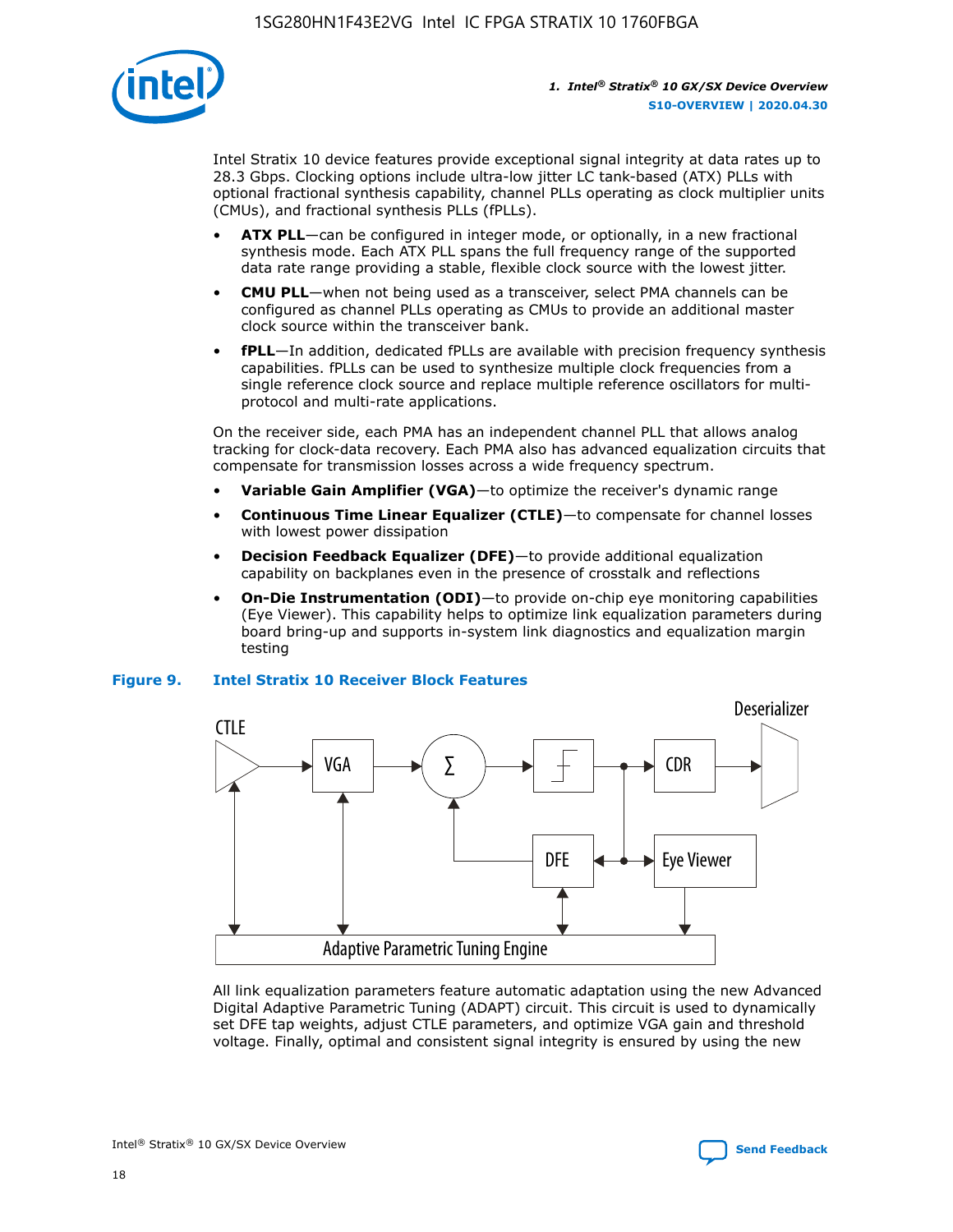Intel Stratix 10 device features provide exceptional signal integrity at data rates up to 28.3 Gbps. Clocking options include ultra-low jitter LC tank-based (ATX) PLLs with optional fractional synthesis capability, channel PLLs operating as clock multiplier units (CMUs), and fractional synthesis PLLs (fPLLs).

- **ATX PLL**—can be configured in integer mode, or optionally, in a new fractional synthesis mode. Each ATX PLL spans the full frequency range of the supported data rate range providing a stable, flexible clock source with the lowest jitter.
- **CMU PLL**—when not being used as a transceiver, select PMA channels can be configured as channel PLLs operating as CMUs to provide an additional master clock source within the transceiver bank.
- **fPLL**—In addition, dedicated fPLLs are available with precision frequency synthesis capabilities. fPLLs can be used to synthesize multiple clock frequencies from a single reference clock source and replace multiple reference oscillators for multi-protocol and multi-rate applications.

On the receiver side, each PMA has an independent channel PLL that allows analog tracking for clock-data recovery. Each PMA also has advanced equalization circuits that compensate for transmission losses across a wide frequency spectrum.

- **Variable Gain Amplifier (VGA)**—to optimize the receiver's dynamic range
- **Continuous Time Linear Equalizer (CTLE)**—to compensate for channel losses with lowest power dissipation
- **Decision Feedback Equalizer (DFE)**—to provide additional equalization capability on backplanes even in the presence of crosstalk and reflections
- **On-Die Instrumentation (ODI)**—to provide on-chip eye monitoring capabilities (Eye Viewer). This capability helps to optimize link equalization parameters during board bring-up and supports in-system link diagnostics and equalization margin testing

**Figure 9. Intel Stratix 10 Receiver Block Features**

CTLE, VGA, Σ, CDR, Deserializer, DFE, Eye Viewer, Adaptive Parametric Tuning Engine

All link equalization parameters feature automatic adaptation using the new Advanced Digital Adaptive Parametric Tuning (ADAPT) circuit. This circuit is used to dynamically set DFE tap weights, adjust CTLE parameters, and optimize VGA gain and threshold voltage. Finally, optimal and consistent signal integrity is ensured by using the new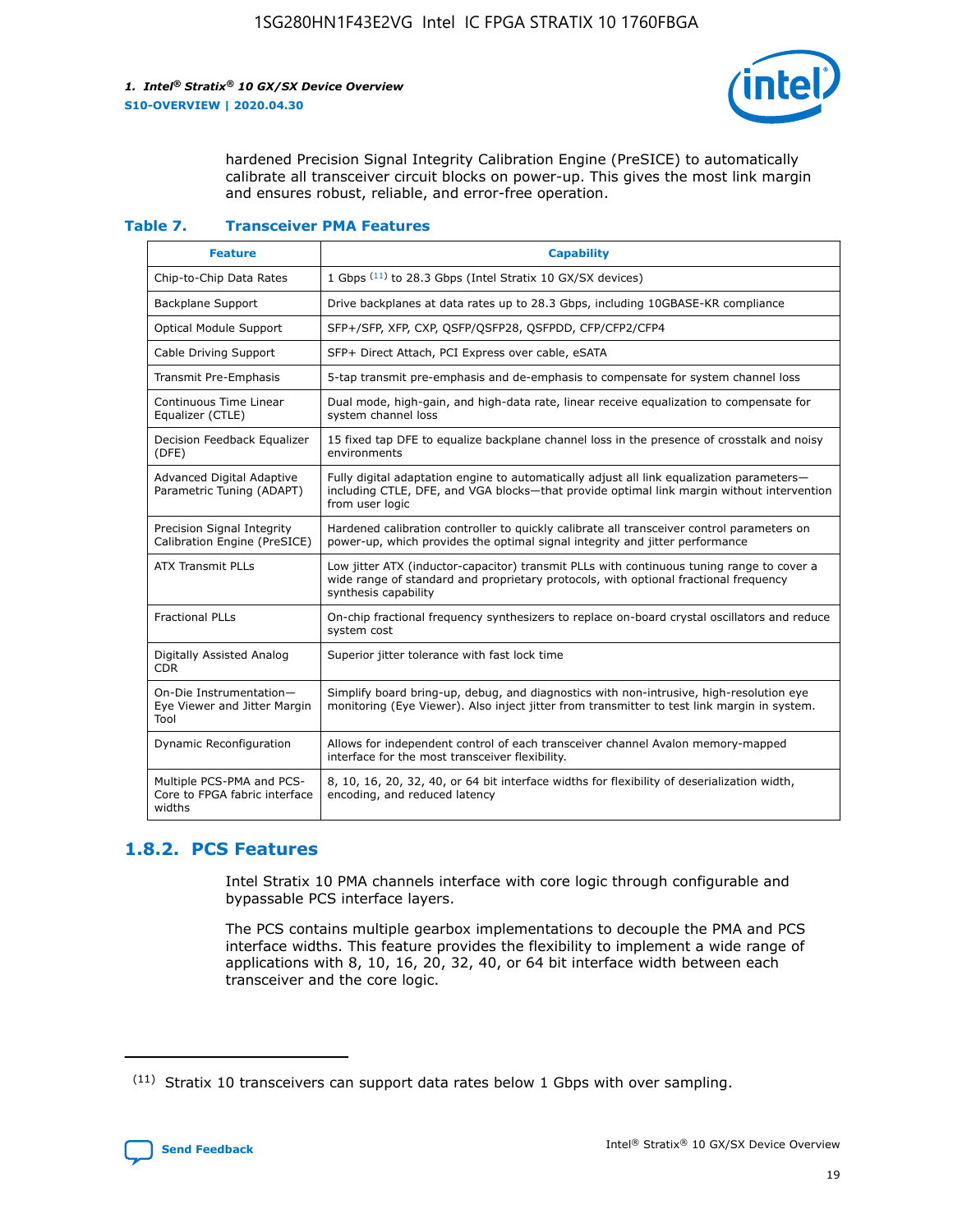hardened Precision Signal Integrity Calibration Engine (PreSICE) to automatically calibrate all transceiver circuit blocks on power-up. This gives the most link margin and ensures robust, reliable, and error-free operation.

**Table 7. Transceiver PMA Features**

| Feature | Capability |
| --- | --- |
| Chip-to-Chip Data Rates | 1 Gbps [11] to 28.3 Gbps (Intel Stratix 10 GX/SX devices) |
| Backplane Support | Drive backplanes at data rates up to 28.3 Gbps, including 10GBASE-KR compliance |
| Optical Module Support | SFP+/SFP, XFP, CXP, QSFP/QSFP28, QSFPDD, CFP/CFP2/CFP4 |
| Cable Driving Support | SFP+ Direct Attach, PCI Express over cable, eSATA |
| Transmit Pre-Emphasis | 5-tap transmit pre-emphasis and de-emphasis to compensate for system channel loss |
| Continuous Time Linear Equalizer (CTLE) | Dual mode, high-gain, and high-data rate, linear receive equalization to compensate for system channel loss |
| Decision Feedback Equalizer (DFE) | 15 fixed tap DFE to equalize backplane channel loss in the presence of crosstalk and noisy environments |
| Advanced Digital Adaptive Parametric Tuning (ADAPT) | Fully digital adaptation engine to automatically adjust all link equalization parameters—including CTLE, DFE, and VGA blocks—that provide optimal link margin without intervention from user logic |
| Precision Signal Integrity Calibration Engine (PreSICE) | Hardened calibration controller to quickly calibrate all transceiver control parameters on power-up, which provides the optimal signal integrity and jitter performance |
| ATX Transmit PLLs | Low jitter ATX (inductor-capacitor) transmit PLLs with continuous tuning range to cover a wide range of standard and proprietary protocols, with optional fractional frequency synthesis capability |
| Fractional PLLs | On-chip fractional frequency synthesizers to replace on-board crystal oscillators and reduce system cost |
| Digitally Assisted Analog CDR | Superior jitter tolerance with fast lock time |
| On-Die Instrumentation—Eye Viewer and Jitter Margin Tool | Simplify board bring-up, debug, and diagnostics with non-intrusive, high-resolution eye monitoring (Eye Viewer). Also inject jitter from transmitter to test link margin in system. |
| Dynamic Reconfiguration | Allows for independent control of each transceiver channel Avalon memory-mapped interface for the most transceiver flexibility. |
| Multiple PCS-PMA and PCS-Core to FPGA fabric interface widths | 8, 10, 16, 20, 32, 40, or 64 bit interface widths for flexibility of deserialization width, encoding, and reduced latency |

## 1.8.2. PCS Features

Intel Stratix 10 PMA channels interface with core logic through configurable and bypassable PCS interface layers.

The PCS contains multiple gearbox implementations to decouple the PMA and PCS interface widths. This feature provides the flexibility to implement a wide range of applications with 8, 10, 16, 20, 32, 40, or 64 bit interface width between each transceiver and the core logic.

(11) Stratix 10 transceivers can support data rates below 1 Gbps with over sampling.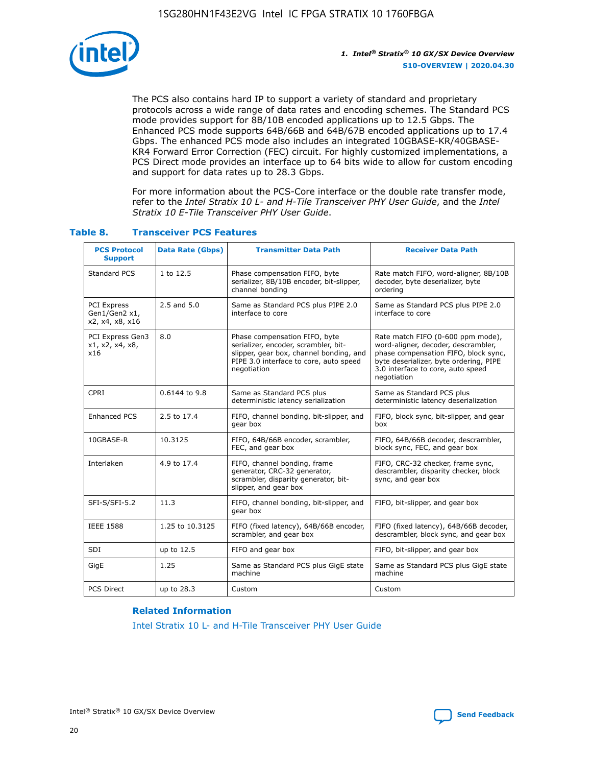The PCS also contains hard IP to support a variety of standard and proprietary protocols across a wide range of data rates and encoding schemes. The Standard PCS mode provides support for 8B/10B encoded applications up to 12.5 Gbps. The Enhanced PCS mode supports 64B/66B and 64B/67B encoded applications up to 17.4 Gbps. The enhanced PCS mode also includes an integrated 10GBASE-KR/40GBASE-KR4 Forward Error Correction (FEC) circuit. For highly customized implementations, a PCS Direct mode provides an interface up to 64 bits wide to allow for custom encoding and support for data rates up to 28.3 Gbps.

For more information about the PCS-Core interface or the double rate transfer mode, refer to the *Intel Stratix 10 L- and H-Tile Transceiver PHY User Guide*, and the *Intel Stratix 10 E-Tile Transceiver PHY User Guide*.

### Table 8. Transceiver PCS Features

| PCS Protocol Support | Data Rate (Gbps) | Transmitter Data Path | Receiver Data Path |
|---|---|---|---|
| Standard PCS | 1 to 12.5 | Phase compensation FIFO, byte serializer, 8B/10B encoder, bit-slipper, channel bonding | Rate match FIFO, word-aligner, 8B/10B decoder, byte deserializer, byte ordering |
| PCI Express Gen1/Gen2 x1, x2, x4, x8, x16 | 2.5 and 5.0 | Same as Standard PCS plus PIPE 2.0 interface to core | Same as Standard PCS plus PIPE 2.0 interface to core |
| PCI Express Gen3 x1, x2, x4, x8, x16 | 8.0 | Phase compensation FIFO, byte serializer, encoder, scrambler, bit-slipper, gear box, channel bonding, and PIPE 3.0 interface to core, auto speed negotiation | Rate match FIFO (0-600 ppm mode), word-aligner, decoder, descrambler, phase compensation FIFO, block sync, byte deserializer, byte ordering, PIPE 3.0 interface to core, auto speed negotiation |
| CPRI | 0.6144 to 9.8 | Same as Standard PCS plus deterministic latency serialization | Same as Standard PCS plus deterministic latency deserialization |
| Enhanced PCS | 2.5 to 17.4 | FIFO, channel bonding, bit-slipper, and gear box | FIFO, block sync, bit-slipper, and gear box |
| 10GBASE-R | 10.3125 | FIFO, 64B/66B encoder, scrambler, FEC, and gear box | FIFO, 64B/66B decoder, descrambler, block sync, FEC, and gear box |
| Interlaken | 4.9 to 17.4 | FIFO, channel bonding, frame generator, CRC-32 generator, scrambler, disparity generator, bit-slipper, and gear box | FIFO, CRC-32 checker, frame sync, descrambler, disparity checker, block sync, and gear box |
| SFI-S/SFI-5.2 | 11.3 | FIFO, channel bonding, bit-slipper, and gear box | FIFO, bit-slipper, and gear box |
| IEEE 1588 | 1.25 to 10.3125 | FIFO (fixed latency), 64B/66B encoder, scrambler, and gear box | FIFO (fixed latency), 64B/66B decoder, descrambler, block sync, and gear box |
| SDI | up to 12.5 | FIFO and gear box | FIFO, bit-slipper, and gear box |
| GigE | 1.25 | Same as Standard PCS plus GigE state machine | Same as Standard PCS plus GigE state machine |
| PCS Direct | up to 28.3 | Custom | Custom |

#### Related Information

Intel Stratix 10 L- and H-Tile Transceiver PHY User Guide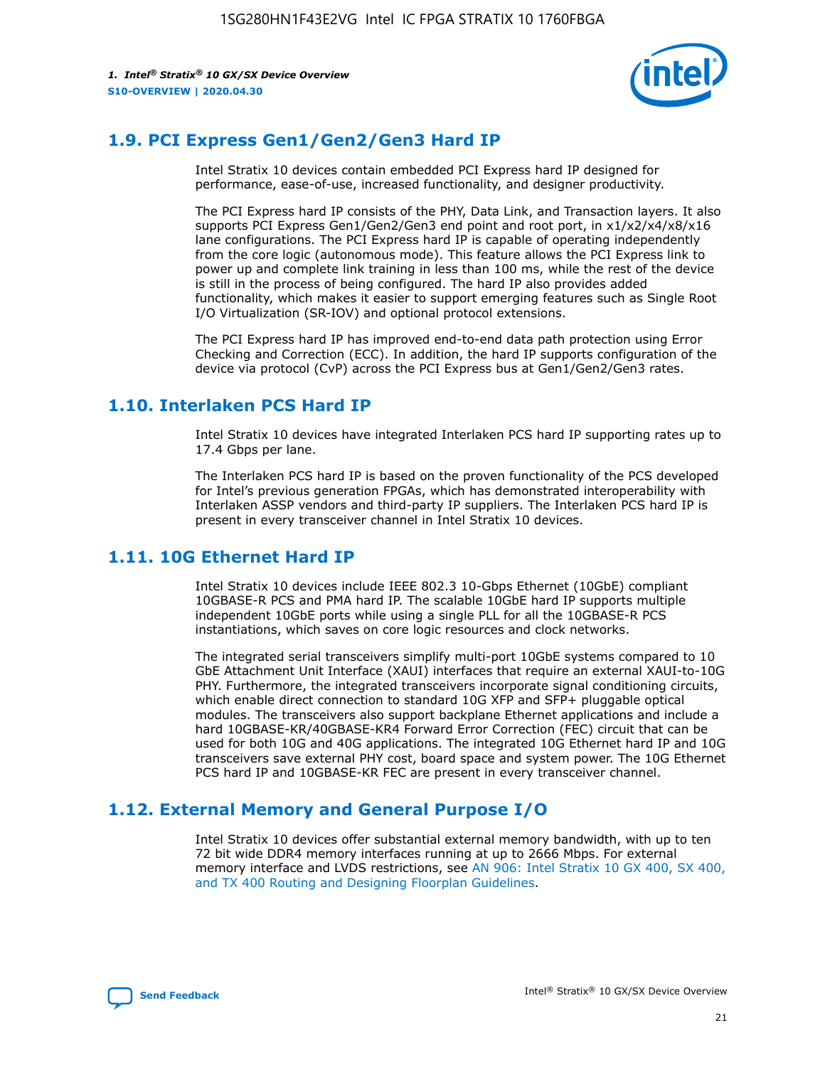## 1.9. PCI Express Gen1/Gen2/Gen3 Hard IP

Intel Stratix 10 devices contain embedded PCI Express hard IP designed for performance, ease-of-use, increased functionality, and designer productivity.

The PCI Express hard IP consists of the PHY, Data Link, and Transaction layers. It also supports PCI Express Gen1/Gen2/Gen3 end point and root port, in x1/x2/x4/x8/x16 lane configurations. The PCI Express hard IP is capable of operating independently from the core logic (autonomous mode). This feature allows the PCI Express link to power up and complete link training in less than 100 ms, while the rest of the device is still in the process of being configured. The hard IP also provides added functionality, which makes it easier to support emerging features such as Single Root I/O Virtualization (SR-IOV) and optional protocol extensions.

The PCI Express hard IP has improved end-to-end data path protection using Error Checking and Correction (ECC). In addition, the hard IP supports configuration of the device via protocol (CvP) across the PCI Express bus at Gen1/Gen2/Gen3 rates.

## 1.10. Interlaken PCS Hard IP

Intel Stratix 10 devices have integrated Interlaken PCS hard IP supporting rates up to 17.4 Gbps per lane.

The Interlaken PCS hard IP is based on the proven functionality of the PCS developed for Intel's previous generation FPGAs, which has demonstrated interoperability with Interlaken ASSP vendors and third-party IP suppliers. The Interlaken PCS hard IP is present in every transceiver channel in Intel Stratix 10 devices.

## 1.11. 10G Ethernet Hard IP

Intel Stratix 10 devices include IEEE 802.3 10-Gbps Ethernet (10GbE) compliant 10GBASE-R PCS and PMA hard IP. The scalable 10GbE hard IP supports multiple independent 10GbE ports while using a single PLL for all the 10GBASE-R PCS instantiations, which saves on core logic resources and clock networks.

The integrated serial transceivers simplify multi-port 10GbE systems compared to 10 GbE Attachment Unit Interface (XAUI) interfaces that require an external XAUI-to-10G PHY. Furthermore, the integrated transceivers incorporate signal conditioning circuits, which enable direct connection to standard 10G XFP and SFP+ pluggable optical modules. The transceivers also support backplane Ethernet applications and include a hard 10GBASE-KR/40GBASE-KR4 Forward Error Correction (FEC) circuit that can be used for both 10G and 40G applications. The integrated 10G Ethernet hard IP and 10G transceivers save external PHY cost, board space and system power. The 10G Ethernet PCS hard IP and 10GBASE-KR FEC are present in every transceiver channel.

## 1.12. External Memory and General Purpose I/O

Intel Stratix 10 devices offer substantial external memory bandwidth, with up to ten 72 bit wide DDR4 memory interfaces running at up to 2666 Mbps. For external memory interface and LVDS restrictions, see AN 906: Intel Stratix 10 GX 400, SX 400, and TX 400 Routing and Designing Floorplan Guidelines.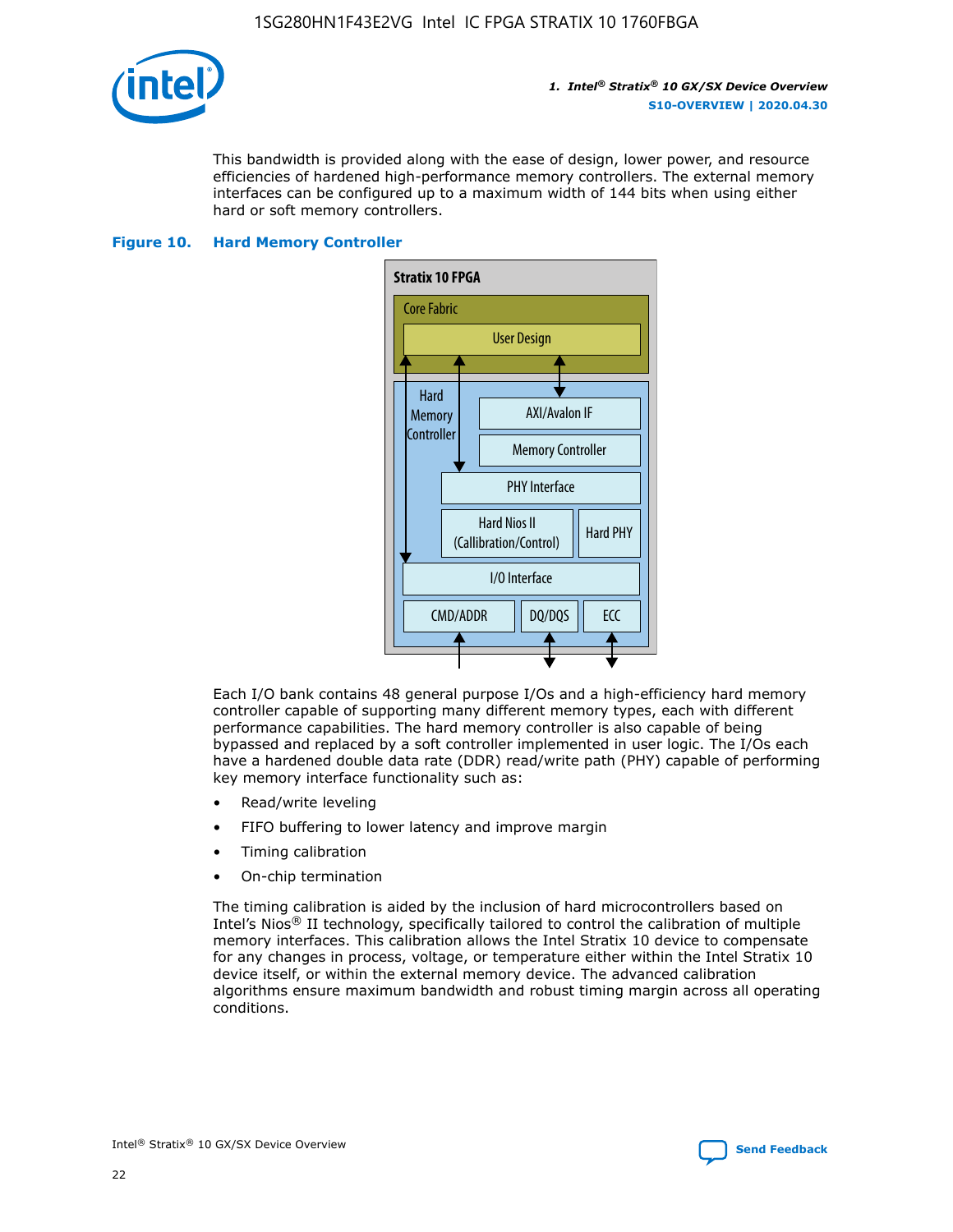This bandwidth is provided along with the ease of design, lower power, and resource efficiencies of hardened high-performance memory controllers. The external memory interfaces can be configured up to a maximum width of 144 bits when using either hard or soft memory controllers.

**Figure 10. Hard Memory Controller**

Stratix 10 FPGA

Core Fabric

User Design

Hard Memory Controller

AXI/Avalon IF

Memory Controller

PHY Interface

Hard Nios II (Callibration/Control)

Hard PHY

I/O Interface

CMD/ADDR

DQ/DQS

ECC

Each I/O bank contains 48 general purpose I/Os and a high-efficiency hard memory controller capable of supporting many different memory types, each with different performance capabilities. The hard memory controller is also capable of being bypassed and replaced by a soft controller implemented in user logic. The I/Os each have a hardened double data rate (DDR) read/write path (PHY) capable of performing key memory interface functionality such as:

- Read/write leveling
- FIFO buffering to lower latency and improve margin
- Timing calibration
- On-chip termination

The timing calibration is aided by the inclusion of hard microcontrollers based on Intel's Nios® II technology, specifically tailored to control the calibration of multiple memory interfaces. This calibration allows the Intel Stratix 10 device to compensate for any changes in process, voltage, or temperature either within the Intel Stratix 10 device itself, or within the external memory device. The advanced calibration algorithms ensure maximum bandwidth and robust timing margin across all operating conditions.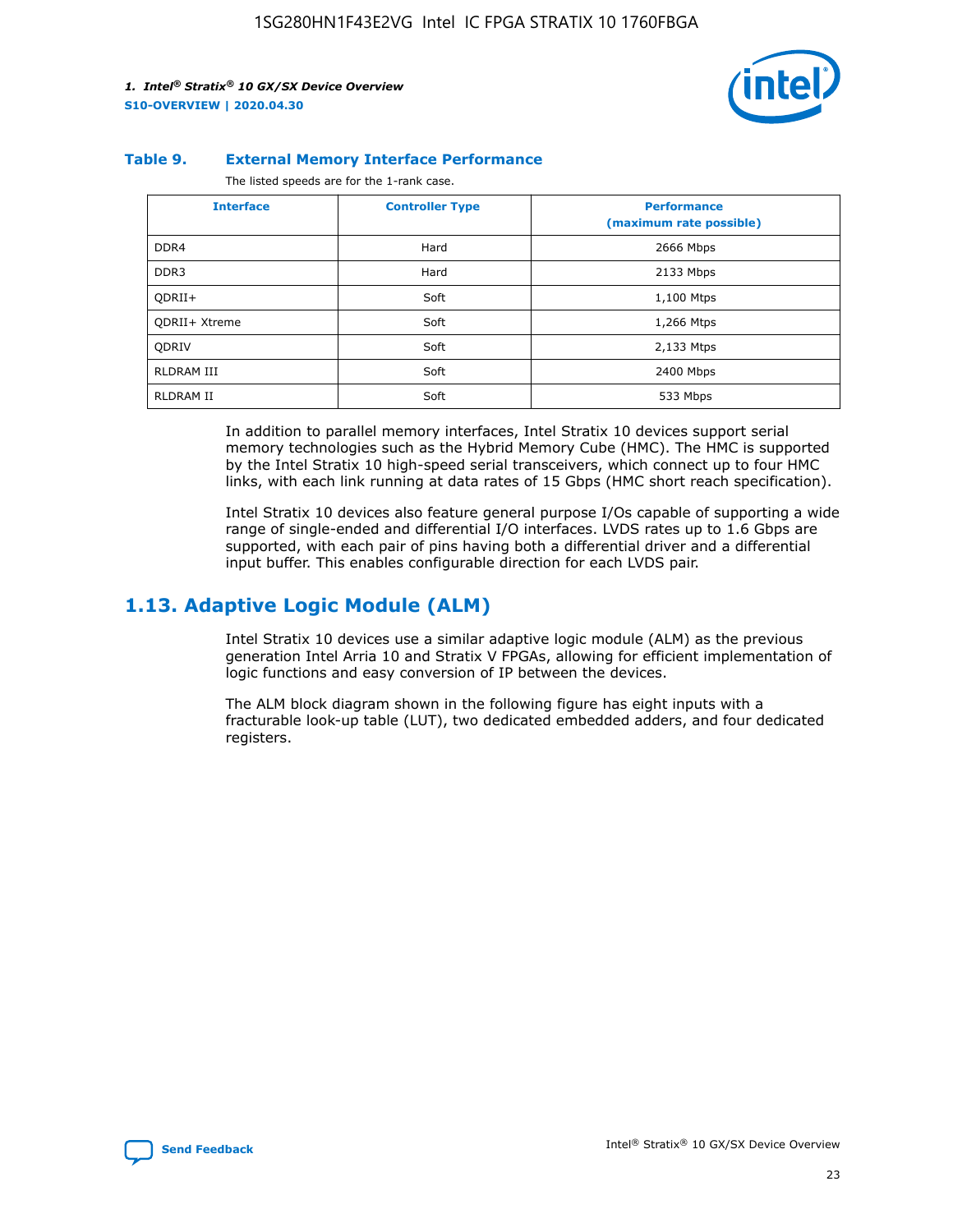**Table 9. External Memory Interface Performance**

The listed speeds are for the 1-rank case.

| Interface | Controller Type | Performance (maximum rate possible) |
| --- | --- | --- |
| DDR4 | Hard | 2666 Mbps |
| DDR3 | Hard | 2133 Mbps |
| QDRII+ | Soft | 1,100 Mtps |
| QDRII+ Xtreme | Soft | 1,266 Mtps |
| QDRIV | Soft | 2,133 Mtps |
| RLDRAM III | Soft | 2400 Mbps |
| RLDRAM II | Soft | 533 Mbps |

In addition to parallel memory interfaces, Intel Stratix 10 devices support serial memory technologies such as the Hybrid Memory Cube (HMC). The HMC is supported by the Intel Stratix 10 high-speed serial transceivers, which connect up to four HMC links, with each link running at data rates of 15 Gbps (HMC short reach specification).

Intel Stratix 10 devices also feature general purpose I/Os capable of supporting a wide range of single-ended and differential I/O interfaces. LVDS rates up to 1.6 Gbps are supported, with each pair of pins having both a differential driver and a differential input buffer. This enables configurable direction for each LVDS pair.

## 1.13. Adaptive Logic Module (ALM)

Intel Stratix 10 devices use a similar adaptive logic module (ALM) as the previous generation Intel Arria 10 and Stratix V FPGAs, allowing for efficient implementation of logic functions and easy conversion of IP between the devices.

The ALM block diagram shown in the following figure has eight inputs with a fracturable look-up table (LUT), two dedicated embedded adders, and four dedicated registers.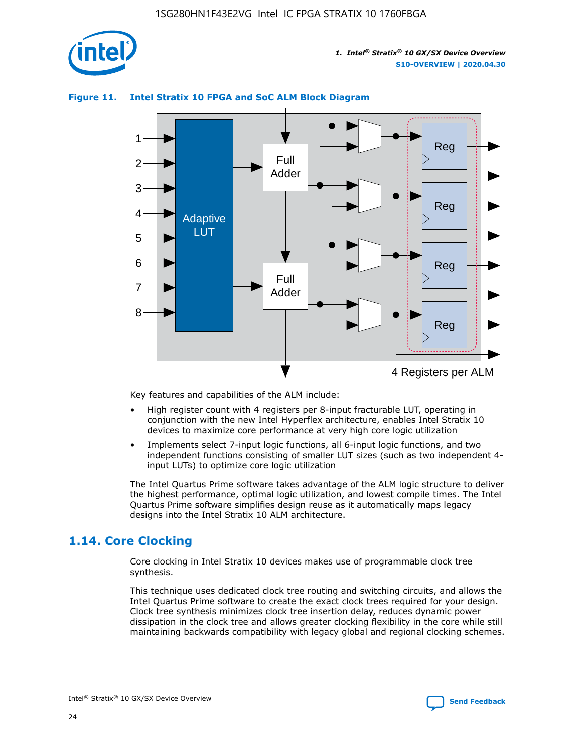**Figure 11. Intel Stratix 10 FPGA and SoC ALM Block Diagram**

Key features and capabilities of the ALM include:

- High register count with 4 registers per 8-input fracturable LUT, operating in conjunction with the new Intel Hyperflex architecture, enables Intel Stratix 10 devices to maximize core performance at very high core logic utilization
- Implements select 7-input logic functions, all 6-input logic functions, and two independent functions consisting of smaller LUT sizes (such as two independent 4-input LUTs) to optimize core logic utilization

The Intel Quartus Prime software takes advantage of the ALM logic structure to deliver the highest performance, optimal logic utilization, and lowest compile times. The Intel Quartus Prime software simplifies design reuse as it automatically maps legacy designs into the Intel Stratix 10 ALM architecture.

## 1.14. Core Clocking

Core clocking in Intel Stratix 10 devices makes use of programmable clock tree synthesis.

This technique uses dedicated clock tree routing and switching circuits, and allows the Intel Quartus Prime software to create the exact clock trees required for your design. Clock tree synthesis minimizes clock tree insertion delay, reduces dynamic power dissipation in the clock tree and allows greater clocking flexibility in the core while still maintaining backwards compatibility with legacy global and regional clocking schemes.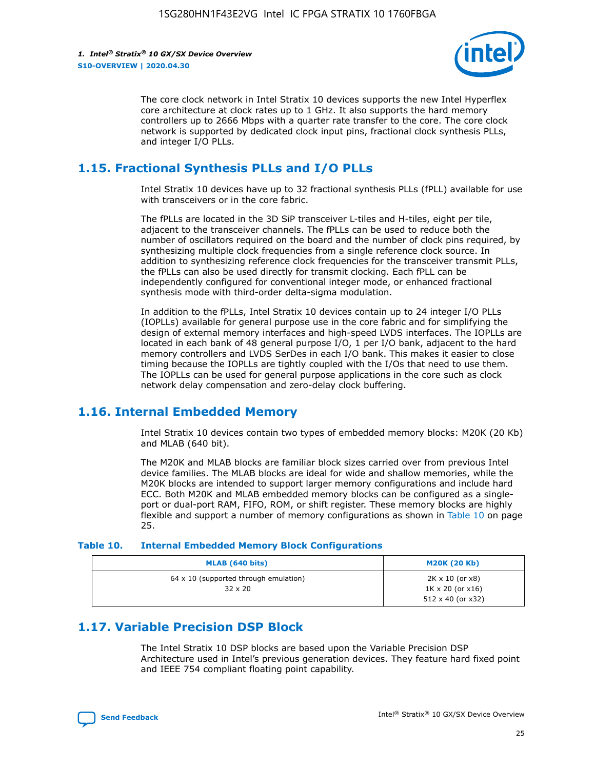The core clock network in Intel Stratix 10 devices supports the new Intel Hyperflex core architecture at clock rates up to 1 GHz. It also supports the hard memory controllers up to 2666 Mbps with a quarter rate transfer to the core. The core clock network is supported by dedicated clock input pins, fractional clock synthesis PLLs, and integer I/O PLLs.

## 1.15. Fractional Synthesis PLLs and I/O PLLs

Intel Stratix 10 devices have up to 32 fractional synthesis PLLs (fPLL) available for use with transceivers or in the core fabric.

The fPLLs are located in the 3D SiP transceiver L-tiles and H-tiles, eight per tile, adjacent to the transceiver channels. The fPLLs can be used to reduce both the number of oscillators required on the board and the number of clock pins required, by synthesizing multiple clock frequencies from a single reference clock source. In addition to synthesizing reference clock frequencies for the transceiver transmit PLLs, the fPLLs can also be used directly for transmit clocking. Each fPLL can be independently configured for conventional integer mode, or enhanced fractional synthesis mode with third-order delta-sigma modulation.

In addition to the fPLLs, Intel Stratix 10 devices contain up to 24 integer I/O PLLs (IOPLLs) available for general purpose use in the core fabric and for simplifying the design of external memory interfaces and high-speed LVDS interfaces. The IOPLLs are located in each bank of 48 general purpose I/O, 1 per I/O bank, adjacent to the hard memory controllers and LVDS SerDes in each I/O bank. This makes it easier to close timing because the IOPLLs are tightly coupled with the I/Os that need to use them. The IOPLLs can be used for general purpose applications in the core such as clock network delay compensation and zero-delay clock buffering.

## 1.16. Internal Embedded Memory

Intel Stratix 10 devices contain two types of embedded memory blocks: M20K (20 Kb) and MLAB (640 bit).

The M20K and MLAB blocks are familiar block sizes carried over from previous Intel device families. The MLAB blocks are ideal for wide and shallow memories, while the M20K blocks are intended to support larger memory configurations and include hard ECC. Both M20K and MLAB embedded memory blocks can be configured as a single-port or dual-port RAM, FIFO, ROM, or shift register. These memory blocks are highly flexible and support a number of memory configurations as shown in Table 10 on page 25.

**Table 10. Internal Embedded Memory Block Configurations**

| MLAB (640 bits) | M20K (20 Kb) |
|---|---|
| 64 x 10 (supported through emulation)<br>32 x 20 | 2K x 10 (or x8)<br>1K x 20 (or x16)<br>512 x 40 (or x32) |

## 1.17. Variable Precision DSP Block

The Intel Stratix 10 DSP blocks are based upon the Variable Precision DSP Architecture used in Intel's previous generation devices. They feature hard fixed point and IEEE 754 compliant floating point capability.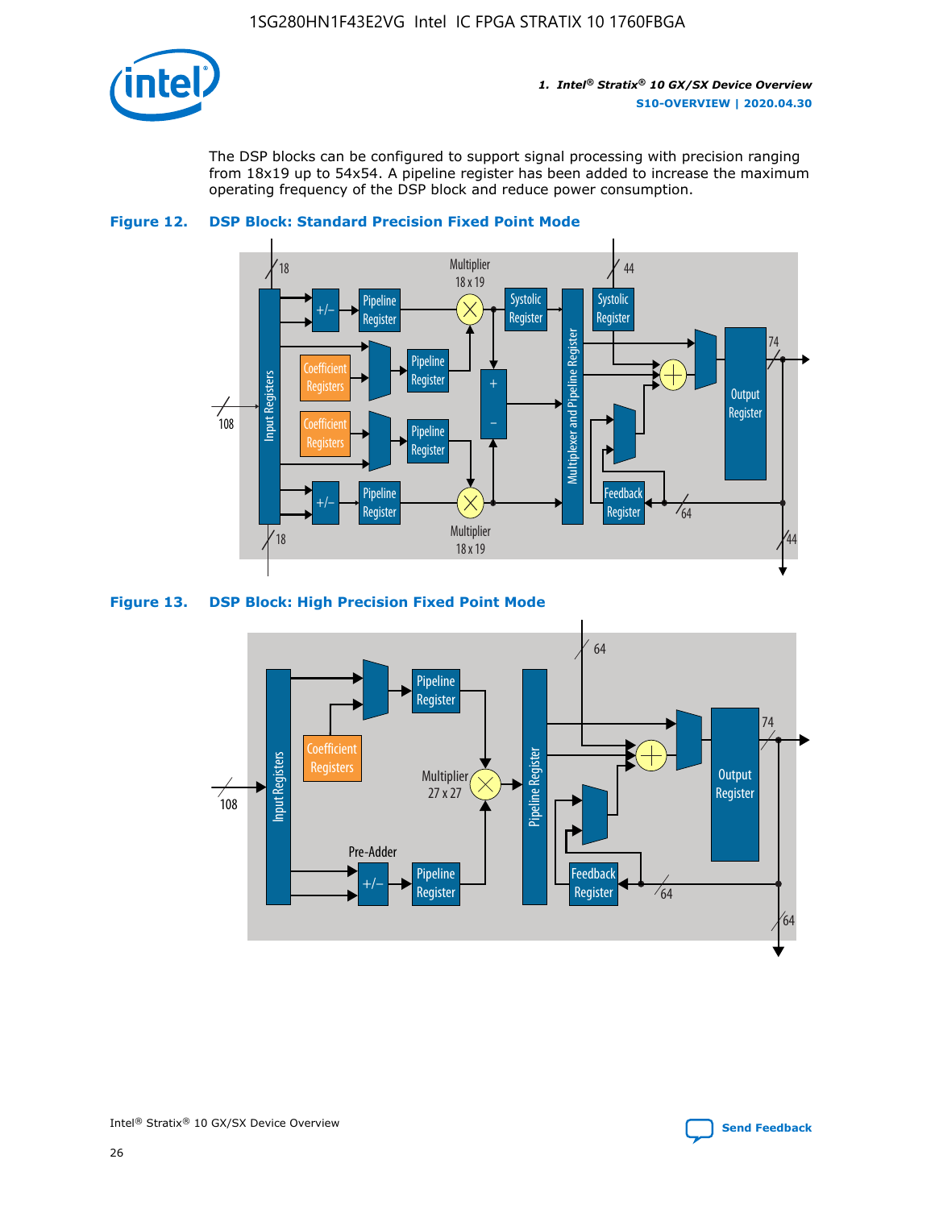The DSP blocks can be configured to support signal processing with precision ranging from 18x19 up to 54x54. A pipeline register has been added to increase the maximum operating frequency of the DSP block and reduce power consumption.

**Figure 12. DSP Block: Standard Precision Fixed Point Mode**

**Figure 13. DSP Block: High Precision Fixed Point Mode**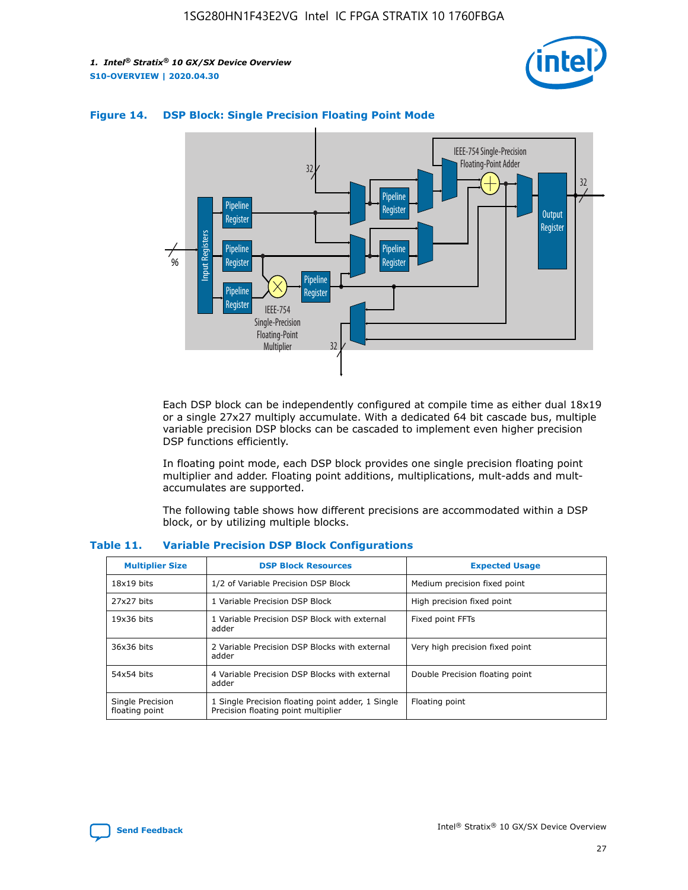**Figure 14. DSP Block: Single Precision Floating Point Mode**

Each DSP block can be independently configured at compile time as either dual 18x19 or a single 27x27 multiply accumulate. With a dedicated 64 bit cascade bus, multiple variable precision DSP blocks can be cascaded to implement even higher precision DSP functions efficiently.

In floating point mode, each DSP block provides one single precision floating point multiplier and adder. Floating point additions, multiplications, mult-adds and mult-accumulates are supported.

The following table shows how different precisions are accommodated within a DSP block, or by utilizing multiple blocks.

**Table 11. Variable Precision DSP Block Configurations**

| Multiplier Size | DSP Block Resources | Expected Usage |
|---|---|---|
| 18x19 bits | 1/2 of Variable Precision DSP Block | Medium precision fixed point |
| 27x27 bits | 1 Variable Precision DSP Block | High precision fixed point |
| 19x36 bits | 1 Variable Precision DSP Block with external adder | Fixed point FFTs |
| 36x36 bits | 2 Variable Precision DSP Blocks with external adder | Very high precision fixed point |
| 54x54 bits | 4 Variable Precision DSP Blocks with external adder | Double Precision floating point |
| Single Precision floating point | 1 Single Precision floating point adder, 1 Single Precision floating point multiplier | Floating point |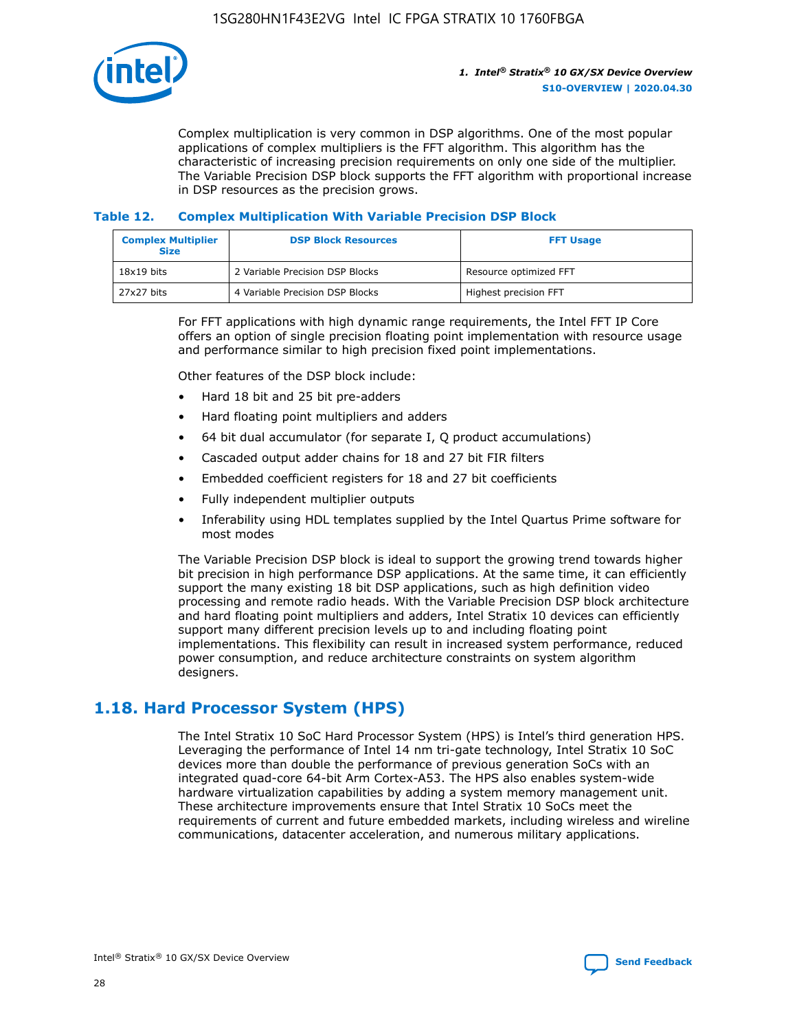Complex multiplication is very common in DSP algorithms. One of the most popular applications of complex multipliers is the FFT algorithm. This algorithm has the characteristic of increasing precision requirements on only one side of the multiplier. The Variable Precision DSP block supports the FFT algorithm with proportional increase in DSP resources as the precision grows.

### Table 12. Complex Multiplication With Variable Precision DSP Block

| Complex Multiplier Size | DSP Block Resources | FFT Usage |
|---|---|---|
| 18x19 bits | 2 Variable Precision DSP Blocks | Resource optimized FFT |
| 27x27 bits | 4 Variable Precision DSP Blocks | Highest precision FFT |

For FFT applications with high dynamic range requirements, the Intel FFT IP Core offers an option of single precision floating point implementation with resource usage and performance similar to high precision fixed point implementations.

Other features of the DSP block include:

- Hard 18 bit and 25 bit pre-adders
- Hard floating point multipliers and adders
- 64 bit dual accumulator (for separate I, Q product accumulations)
- Cascaded output adder chains for 18 and 27 bit FIR filters
- Embedded coefficient registers for 18 and 27 bit coefficients
- Fully independent multiplier outputs
- Inferability using HDL templates supplied by the Intel Quartus Prime software for most modes

The Variable Precision DSP block is ideal to support the growing trend towards higher bit precision in high performance DSP applications. At the same time, it can efficiently support the many existing 18 bit DSP applications, such as high definition video processing and remote radio heads. With the Variable Precision DSP block architecture and hard floating point multipliers and adders, Intel Stratix 10 devices can efficiently support many different precision levels up to and including floating point implementations. This flexibility can result in increased system performance, reduced power consumption, and reduce architecture constraints on system algorithm designers.

## 1.18. Hard Processor System (HPS)

The Intel Stratix 10 SoC Hard Processor System (HPS) is Intel's third generation HPS. Leveraging the performance of Intel 14 nm tri-gate technology, Intel Stratix 10 SoC devices more than double the performance of previous generation SoCs with an integrated quad-core 64-bit Arm Cortex-A53. The HPS also enables system-wide hardware virtualization capabilities by adding a system memory management unit. These architecture improvements ensure that Intel Stratix 10 SoCs meet the requirements of current and future embedded markets, including wireless and wireline communications, datacenter acceleration, and numerous military applications.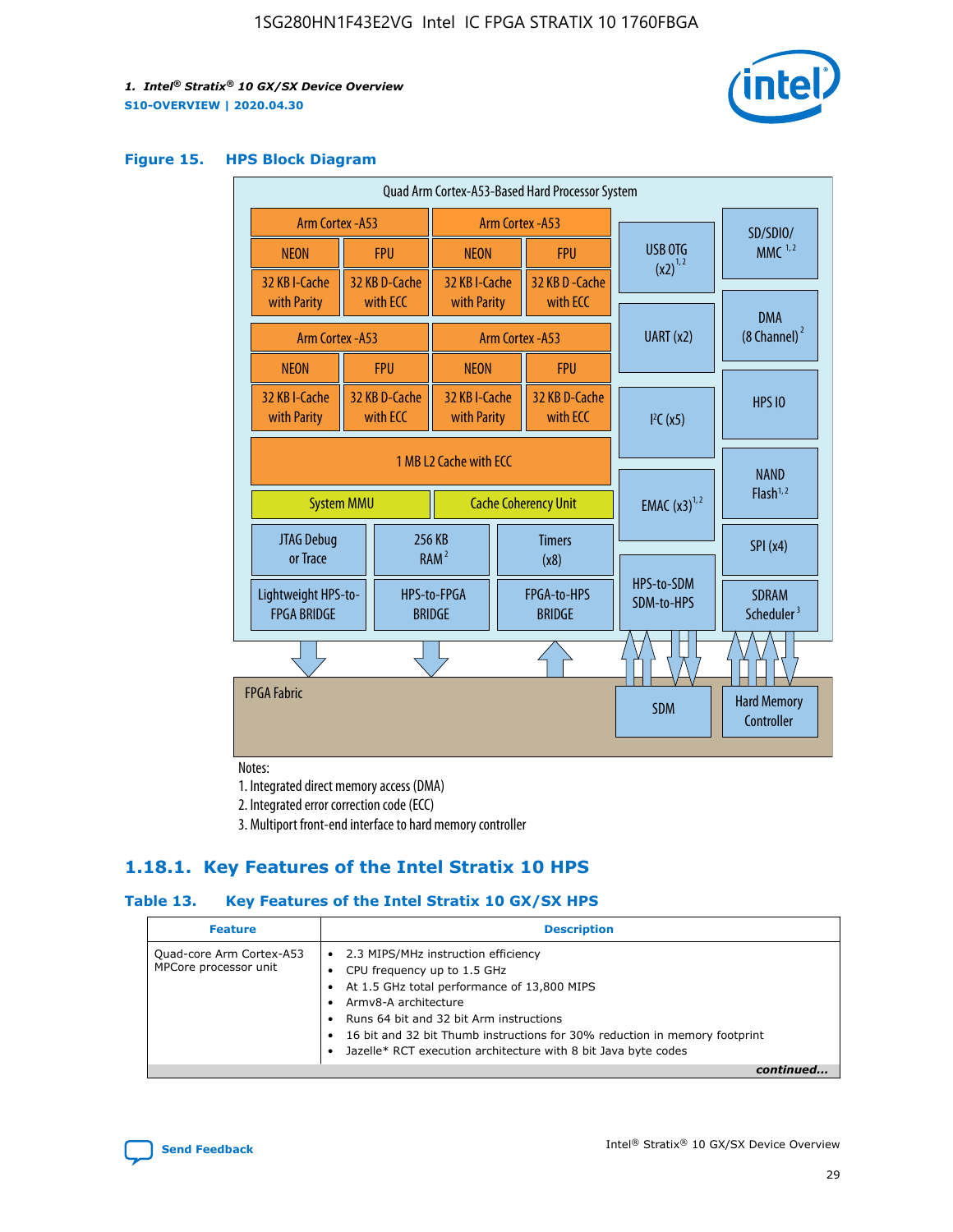## Figure 15. HPS Block Diagram

Quad Arm Cortex-A53-Based Hard Processor System

| Arm Cortex -A53 | | Arm Cortex -A53 | |
|---|---|---|---|
| NEON | FPU | NEON | FPU |
| 32 KB I-Cache with Parity | 32 KB D-Cache with ECC | 32 KB I-Cache with Parity | 32 KB D -Cache with ECC |

| Arm Cortex -A53 | | Arm Cortex -A53 | |
|---|---|---|---|
| NEON | FPU | NEON | FPU |
| 32 KB I-Cache with Parity | 32 KB D-Cache with ECC | 32 KB I-Cache with Parity | 32 KB D-Cache with ECC |

1 MB L2 Cache with ECC

System MMU | Cache Coherency Unit

JTAG Debug or Trace | 256 KB RAM [2] | Timers (x8)

Lightweight HPS-to-FPGA BRIDGE | HPS-to-FPGA BRIDGE | FPGA-to-HPS BRIDGE

USB OTG (x2) [1,2] | UART (x2) | I²C (x5) | EMAC (x3) [1,2] | HPS-to-SDM SDM-to-HPS

SD/SDIO/ MMC [1,2] | DMA (8 Channel) [2] | HPS IO | NAND Flash [1,2] | SPI (x4) | SDRAM Scheduler [3]

FPGA Fabric | SDM | Hard Memory Controller

Notes:

1. Integrated direct memory access (DMA)
2. Integrated error correction code (ECC)
3. Multiport front-end interface to hard memory controller

### 1.18.1. Key Features of the Intel Stratix 10 HPS

**Table 13. Key Features of the Intel Stratix 10 GX/SX HPS**

| Feature | Description |
|---|---|
| Quad-core Arm Cortex-A53 MPCore processor unit | • 2.3 MIPS/MHz instruction efficiency<br>• CPU frequency up to 1.5 GHz<br>• At 1.5 GHz total performance of 13,800 MIPS<br>• Armv8-A architecture<br>• Runs 64 bit and 32 bit Arm instructions<br>• 16 bit and 32 bit Thumb instructions for 30% reduction in memory footprint<br>• Jazelle* RCT execution architecture with 8 bit Java byte codes |

*continued...*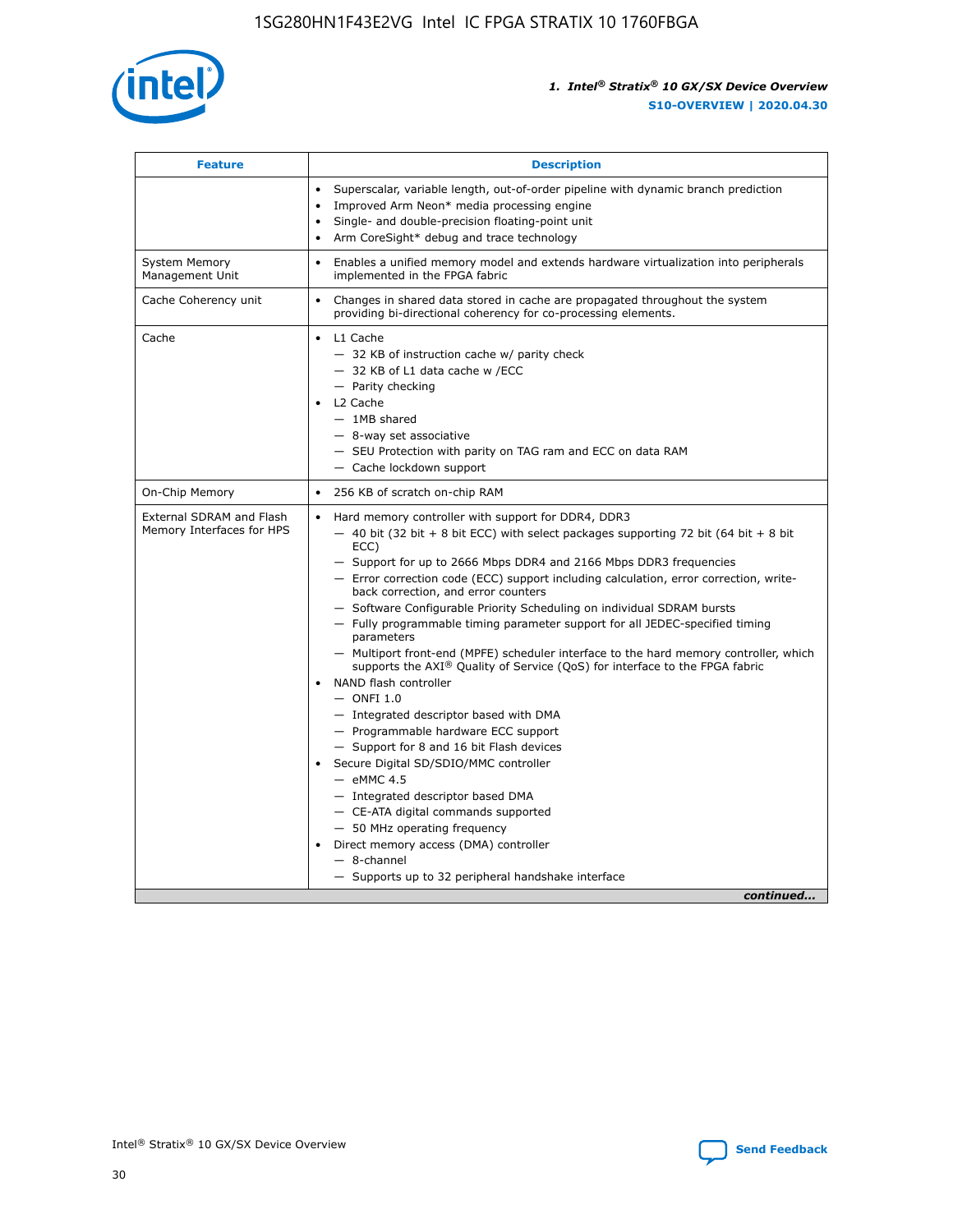| Feature | Description |
| --- | --- |
|  | • Superscalar, variable length, out-of-order pipeline with dynamic branch prediction<br>• Improved Arm Neon* media processing engine<br>• Single- and double-precision floating-point unit<br>• Arm CoreSight* debug and trace technology |
| System Memory Management Unit | • Enables a unified memory model and extends hardware virtualization into peripherals implemented in the FPGA fabric |
| Cache Coherency unit | • Changes in shared data stored in cache are propagated throughout the system providing bi-directional coherency for co-processing elements. |
| Cache | • L1 Cache<br>— 32 KB of instruction cache w/ parity check<br>— 32 KB of L1 data cache w /ECC<br>— Parity checking<br>• L2 Cache<br>— 1MB shared<br>— 8-way set associative<br>— SEU Protection with parity on TAG ram and ECC on data RAM<br>— Cache lockdown support |
| On-Chip Memory | • 256 KB of scratch on-chip RAM |
| External SDRAM and Flash Memory Interfaces for HPS | • Hard memory controller with support for DDR4, DDR3<br>— 40 bit (32 bit + 8 bit ECC) with select packages supporting 72 bit (64 bit + 8 bit ECC)<br>— Support for up to 2666 Mbps DDR4 and 2166 Mbps DDR3 frequencies<br>— Error correction code (ECC) support including calculation, error correction, write-back correction, and error counters<br>— Software Configurable Priority Scheduling on individual SDRAM bursts<br>— Fully programmable timing parameter support for all JEDEC-specified timing parameters<br>— Multiport front-end (MPFE) scheduler interface to the hard memory controller, which supports the AXI® Quality of Service (QoS) for interface to the FPGA fabric<br>• NAND flash controller<br>— ONFI 1.0<br>— Integrated descriptor based with DMA<br>— Programmable hardware ECC support<br>— Support for 8 and 16 bit Flash devices<br>• Secure Digital SD/SDIO/MMC controller<br>— eMMC 4.5<br>— Integrated descriptor based DMA<br>— CE-ATA digital commands supported<br>— 50 MHz operating frequency<br>• Direct memory access (DMA) controller<br>— 8-channel<br>— Supports up to 32 peripheral handshake interface |

*continued...*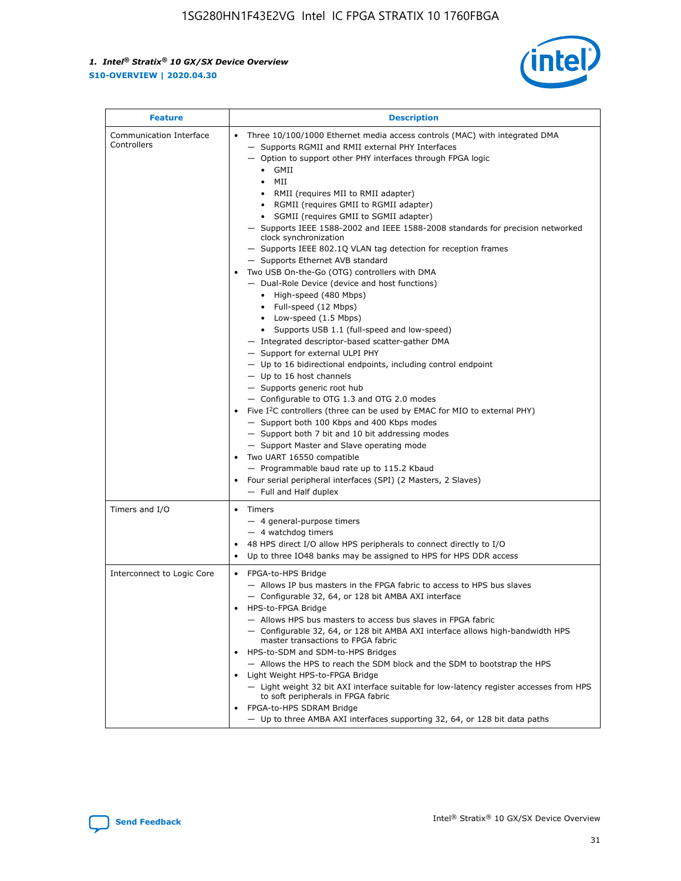| Feature | Description |
| --- | --- |
| Communication Interface Controllers | • Three 10/100/1000 Ethernet media access controls (MAC) with integrated DMA<br>— Supports RGMII and RMII external PHY Interfaces<br>— Option to support other PHY interfaces through FPGA logic<br>• GMII<br>• MII<br>• RMII (requires MII to RMII adapter)<br>• RGMII (requires GMII to RGMII adapter)<br>• SGMII (requires GMII to SGMII adapter)<br>— Supports IEEE 1588-2002 and IEEE 1588-2008 standards for precision networked clock synchronization<br>— Supports IEEE 802.1Q VLAN tag detection for reception frames<br>— Supports Ethernet AVB standard<br>• Two USB On-the-Go (OTG) controllers with DMA<br>— Dual-Role Device (device and host functions)<br>• High-speed (480 Mbps)<br>• Full-speed (12 Mbps)<br>• Low-speed (1.5 Mbps)<br>• Supports USB 1.1 (full-speed and low-speed)<br>— Integrated descriptor-based scatter-gather DMA<br>— Support for external ULPI PHY<br>— Up to 16 bidirectional endpoints, including control endpoint<br>— Up to 16 host channels<br>— Supports generic root hub<br>— Configurable to OTG 1.3 and OTG 2.0 modes<br>• Five I$^2$C controllers (three can be used by EMAC for MIO to external PHY)<br>— Support both 100 Kbps and 400 Kbps modes<br>— Support both 7 bit and 10 bit addressing modes<br>— Support Master and Slave operating mode<br>• Two UART 16550 compatible<br>— Programmable baud rate up to 115.2 Kbaud<br>• Four serial peripheral interfaces (SPI) (2 Masters, 2 Slaves)<br>— Full and Half duplex |
| Timers and I/O | • Timers<br>— 4 general-purpose timers<br>— 4 watchdog timers<br>• 48 HPS direct I/O allow HPS peripherals to connect directly to I/O<br>• Up to three IO48 banks may be assigned to HPS for HPS DDR access |
| Interconnect to Logic Core | • FPGA-to-HPS Bridge<br>— Allows IP bus masters in the FPGA fabric to access to HPS bus slaves<br>— Configurable 32, 64, or 128 bit AMBA AXI interface<br>• HPS-to-FPGA Bridge<br>— Allows HPS bus masters to access bus slaves in FPGA fabric<br>— Configurable 32, 64, or 128 bit AMBA AXI interface allows high-bandwidth HPS master transactions to FPGA fabric<br>• HPS-to-SDM and SDM-to-HPS Bridges<br>— Allows the HPS to reach the SDM block and the SDM to bootstrap the HPS<br>• Light Weight HPS-to-FPGA Bridge<br>— Light weight 32 bit AXI interface suitable for low-latency register accesses from HPS to soft peripherals in FPGA fabric<br>• FPGA-to-HPS SDRAM Bridge<br>— Up to three AMBA AXI interfaces supporting 32, 64, or 128 bit data paths |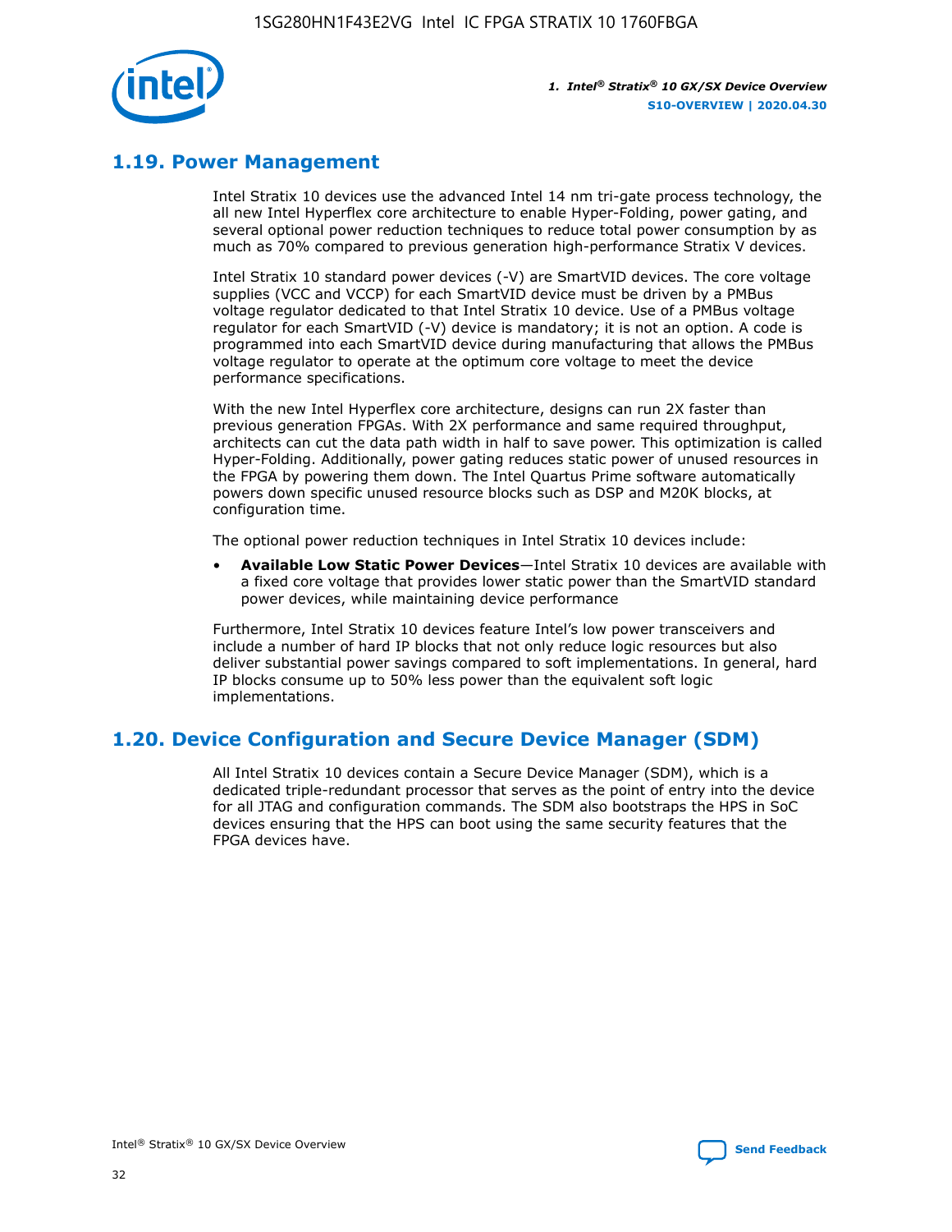## 1.19. Power Management

Intel Stratix 10 devices use the advanced Intel 14 nm tri-gate process technology, the all new Intel Hyperflex core architecture to enable Hyper-Folding, power gating, and several optional power reduction techniques to reduce total power consumption by as much as 70% compared to previous generation high-performance Stratix V devices.

Intel Stratix 10 standard power devices (-V) are SmartVID devices. The core voltage supplies (VCC and VCCP) for each SmartVID device must be driven by a PMBus voltage regulator dedicated to that Intel Stratix 10 device. Use of a PMBus voltage regulator for each SmartVID (-V) device is mandatory; it is not an option. A code is programmed into each SmartVID device during manufacturing that allows the PMBus voltage regulator to operate at the optimum core voltage to meet the device performance specifications.

With the new Intel Hyperflex core architecture, designs can run 2X faster than previous generation FPGAs. With 2X performance and same required throughput, architects can cut the data path width in half to save power. This optimization is called Hyper-Folding. Additionally, power gating reduces static power of unused resources in the FPGA by powering them down. The Intel Quartus Prime software automatically powers down specific unused resource blocks such as DSP and M20K blocks, at configuration time.

The optional power reduction techniques in Intel Stratix 10 devices include:

- **Available Low Static Power Devices**—Intel Stratix 10 devices are available with a fixed core voltage that provides lower static power than the SmartVID standard power devices, while maintaining device performance

Furthermore, Intel Stratix 10 devices feature Intel's low power transceivers and include a number of hard IP blocks that not only reduce logic resources but also deliver substantial power savings compared to soft implementations. In general, hard IP blocks consume up to 50% less power than the equivalent soft logic implementations.

## 1.20. Device Configuration and Secure Device Manager (SDM)

All Intel Stratix 10 devices contain a Secure Device Manager (SDM), which is a dedicated triple-redundant processor that serves as the point of entry into the device for all JTAG and configuration commands. The SDM also bootstraps the HPS in SoC devices ensuring that the HPS can boot using the same security features that the FPGA devices have.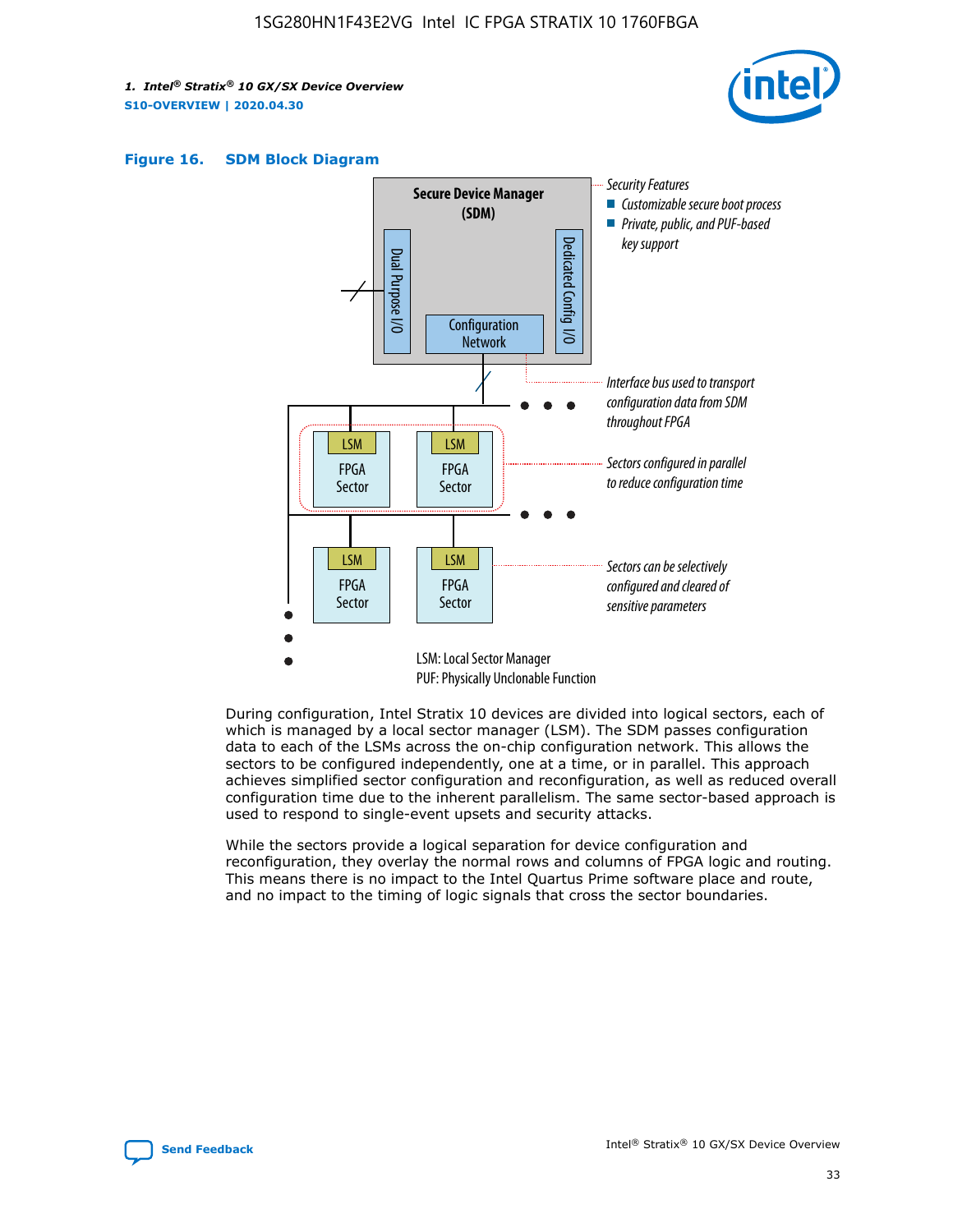### Figure 16. SDM Block Diagram

Secure Device Manager (SDM)

Dual Purpose I/O

Dedicated Config I/O

Configuration Network

Security Features
- Customizable secure boot process
- Private, public, and PUF-based key support

Interface bus used to transport configuration data from SDM throughout FPGA

Sectors configured in parallel to reduce configuration time

Sectors can be selectively configured and cleared of sensitive parameters

LSM: Local Sector Manager
PUF: Physically Unclonable Function

During configuration, Intel Stratix 10 devices are divided into logical sectors, each of which is managed by a local sector manager (LSM). The SDM passes configuration data to each of the LSMs across the on-chip configuration network. This allows the sectors to be configured independently, one at a time, or in parallel. This approach achieves simplified sector configuration and reconfiguration, as well as reduced overall configuration time due to the inherent parallelism. The same sector-based approach is used to respond to single-event upsets and security attacks.

While the sectors provide a logical separation for device configuration and reconfiguration, they overlay the normal rows and columns of FPGA logic and routing. This means there is no impact to the Intel Quartus Prime software place and route, and no impact to the timing of logic signals that cross the sector boundaries.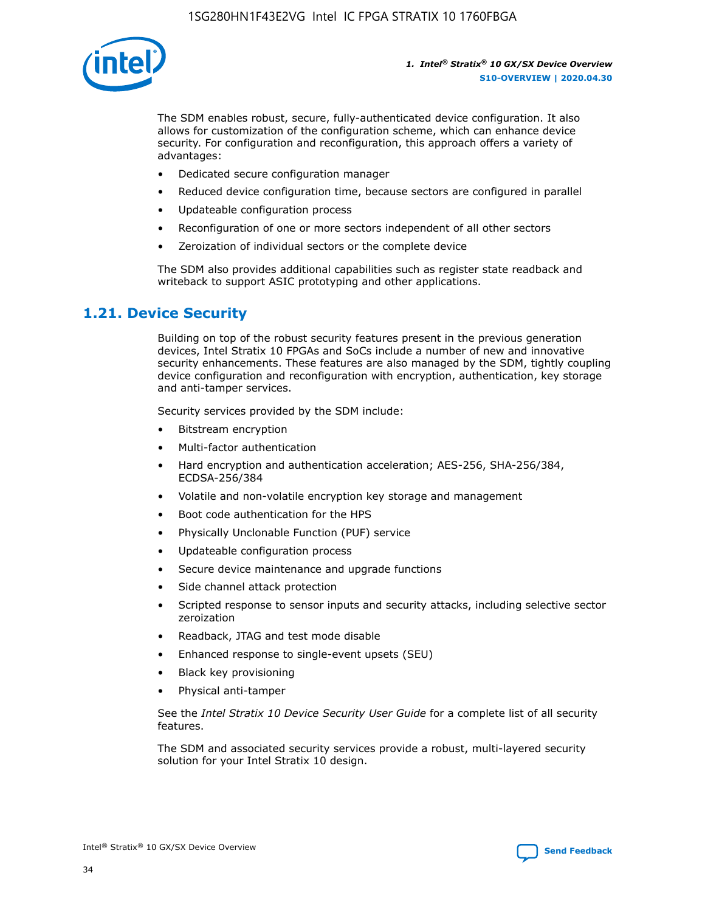The SDM enables robust, secure, fully-authenticated device configuration. It also allows for customization of the configuration scheme, which can enhance device security. For configuration and reconfiguration, this approach offers a variety of advantages:

- Dedicated secure configuration manager
- Reduced device configuration time, because sectors are configured in parallel
- Updateable configuration process
- Reconfiguration of one or more sectors independent of all other sectors
- Zeroization of individual sectors or the complete device

The SDM also provides additional capabilities such as register state readback and writeback to support ASIC prototyping and other applications.

## 1.21. Device Security

Building on top of the robust security features present in the previous generation devices, Intel Stratix 10 FPGAs and SoCs include a number of new and innovative security enhancements. These features are also managed by the SDM, tightly coupling device configuration and reconfiguration with encryption, authentication, key storage and anti-tamper services.

Security services provided by the SDM include:

- Bitstream encryption
- Multi-factor authentication
- Hard encryption and authentication acceleration; AES-256, SHA-256/384, ECDSA-256/384
- Volatile and non-volatile encryption key storage and management
- Boot code authentication for the HPS
- Physically Unclonable Function (PUF) service
- Updateable configuration process
- Secure device maintenance and upgrade functions
- Side channel attack protection
- Scripted response to sensor inputs and security attacks, including selective sector zeroization
- Readback, JTAG and test mode disable
- Enhanced response to single-event upsets (SEU)
- Black key provisioning
- Physical anti-tamper

See the *Intel Stratix 10 Device Security User Guide* for a complete list of all security features.

The SDM and associated security services provide a robust, multi-layered security solution for your Intel Stratix 10 design.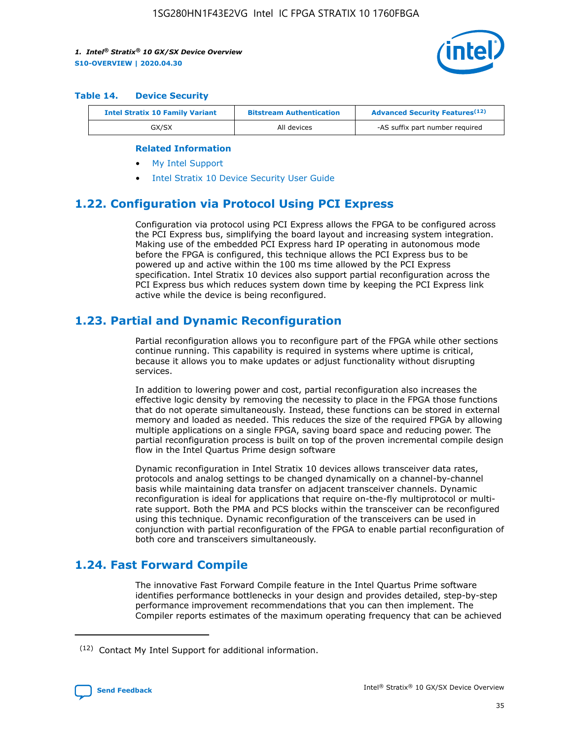#### Table 14. Device Security

| Intel Stratix 10 Family Variant | Bitstream Authentication | Advanced Security Features[12] |
| --- | --- | --- |
| GX/SX | All devices | -AS suffix part number required |

**Related Information**

- My Intel Support
- Intel Stratix 10 Device Security User Guide

## 1.22. Configuration via Protocol Using PCI Express

Configuration via protocol using PCI Express allows the FPGA to be configured across the PCI Express bus, simplifying the board layout and increasing system integration. Making use of the embedded PCI Express hard IP operating in autonomous mode before the FPGA is configured, this technique allows the PCI Express bus to be powered up and active within the 100 ms time allowed by the PCI Express specification. Intel Stratix 10 devices also support partial reconfiguration across the PCI Express bus which reduces system down time by keeping the PCI Express link active while the device is being reconfigured.

## 1.23. Partial and Dynamic Reconfiguration

Partial reconfiguration allows you to reconfigure part of the FPGA while other sections continue running. This capability is required in systems where uptime is critical, because it allows you to make updates or adjust functionality without disrupting services.

In addition to lowering power and cost, partial reconfiguration also increases the effective logic density by removing the necessity to place in the FPGA those functions that do not operate simultaneously. Instead, these functions can be stored in external memory and loaded as needed. This reduces the size of the required FPGA by allowing multiple applications on a single FPGA, saving board space and reducing power. The partial reconfiguration process is built on top of the proven incremental compile design flow in the Intel Quartus Prime design software

Dynamic reconfiguration in Intel Stratix 10 devices allows transceiver data rates, protocols and analog settings to be changed dynamically on a channel-by-channel basis while maintaining data transfer on adjacent transceiver channels. Dynamic reconfiguration is ideal for applications that require on-the-fly multiprotocol or multi-rate support. Both the PMA and PCS blocks within the transceiver can be reconfigured using this technique. Dynamic reconfiguration of the transceivers can be used in conjunction with partial reconfiguration of the FPGA to enable partial reconfiguration of both core and transceivers simultaneously.

## 1.24. Fast Forward Compile

The innovative Fast Forward Compile feature in the Intel Quartus Prime software identifies performance bottlenecks in your design and provides detailed, step-by-step performance improvement recommendations that you can then implement. The Compiler reports estimates of the maximum operating frequency that can be achieved

---

[12] Contact My Intel Support for additional information.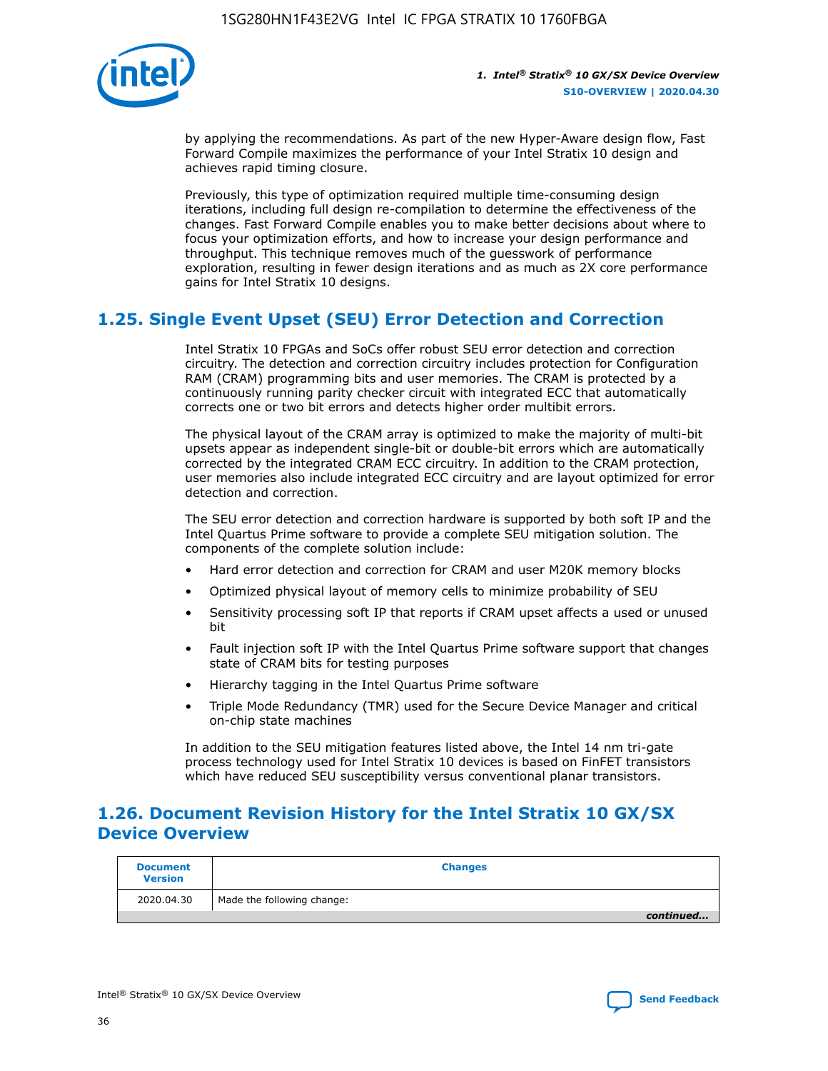by applying the recommendations. As part of the new Hyper-Aware design flow, Fast Forward Compile maximizes the performance of your Intel Stratix 10 design and achieves rapid timing closure.

Previously, this type of optimization required multiple time-consuming design iterations, including full design re-compilation to determine the effectiveness of the changes. Fast Forward Compile enables you to make better decisions about where to focus your optimization efforts, and how to increase your design performance and throughput. This technique removes much of the guesswork of performance exploration, resulting in fewer design iterations and as much as 2X core performance gains for Intel Stratix 10 designs.

## 1.25. Single Event Upset (SEU) Error Detection and Correction

Intel Stratix 10 FPGAs and SoCs offer robust SEU error detection and correction circuitry. The detection and correction circuitry includes protection for Configuration RAM (CRAM) programming bits and user memories. The CRAM is protected by a continuously running parity checker circuit with integrated ECC that automatically corrects one or two bit errors and detects higher order multibit errors.

The physical layout of the CRAM array is optimized to make the majority of multi-bit upsets appear as independent single-bit or double-bit errors which are automatically corrected by the integrated CRAM ECC circuitry. In addition to the CRAM protection, user memories also include integrated ECC circuitry and are layout optimized for error detection and correction.

The SEU error detection and correction hardware is supported by both soft IP and the Intel Quartus Prime software to provide a complete SEU mitigation solution. The components of the complete solution include:

- Hard error detection and correction for CRAM and user M20K memory blocks
- Optimized physical layout of memory cells to minimize probability of SEU
- Sensitivity processing soft IP that reports if CRAM upset affects a used or unused bit
- Fault injection soft IP with the Intel Quartus Prime software support that changes state of CRAM bits for testing purposes
- Hierarchy tagging in the Intel Quartus Prime software
- Triple Mode Redundancy (TMR) used for the Secure Device Manager and critical on-chip state machines

In addition to the SEU mitigation features listed above, the Intel 14 nm tri-gate process technology used for Intel Stratix 10 devices is based on FinFET transistors which have reduced SEU susceptibility versus conventional planar transistors.

## 1.26. Document Revision History for the Intel Stratix 10 GX/SX Device Overview

| Document Version | Changes |
| --- | --- |
| 2020.04.30 | Made the following change: |

*continued...*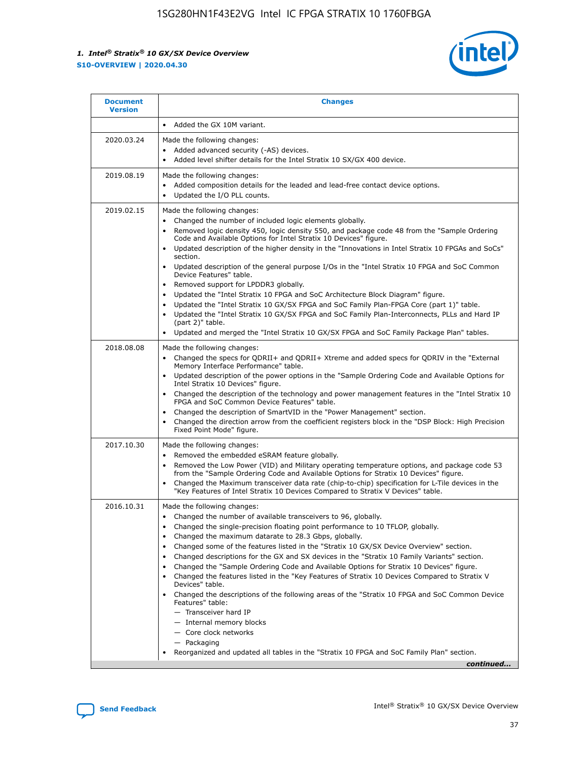| Document Version | Changes |
| --- | --- |
| | • Added the GX 10M variant. |
| 2020.03.24 | Made the following changes:<br>• Added advanced security (-AS) devices.<br>• Added level shifter details for the Intel Stratix 10 SX/GX 400 device. |
| 2019.08.19 | Made the following changes:<br>• Added composition details for the leaded and lead-free contact device options.<br>• Updated the I/O PLL counts. |
| 2019.02.15 | Made the following changes:<br>• Changed the number of included logic elements globally.<br>• Removed logic density 450, logic density 550, and package code 48 from the "Sample Ordering Code and Available Options for Intel Stratix 10 Devices" figure.<br>• Updated description of the higher density in the "Innovations in Intel Stratix 10 FPGAs and SoCs" section.<br>• Updated description of the general purpose I/Os in the "Intel Stratix 10 FPGA and SoC Common Device Features" table.<br>• Removed support for LPDDR3 globally.<br>• Updated the "Intel Stratix 10 FPGA and SoC Architecture Block Diagram" figure.<br>• Updated the "Intel Stratix 10 GX/SX FPGA and SoC Family Plan-FPGA Core (part 1)" table.<br>• Updated the "Intel Stratix 10 GX/SX FPGA and SoC Family Plan-Interconnects, PLLs and Hard IP (part 2)" table.<br>• Updated and merged the "Intel Stratix 10 GX/SX FPGA and SoC Family Package Plan" tables. |
| 2018.08.08 | Made the following changes:<br>• Changed the specs for QDRII+ and QDRII+ Xtreme and added specs for QDRIV in the "External Memory Interface Performance" table.<br>• Updated description of the power options in the "Sample Ordering Code and Available Options for Intel Stratix 10 Devices" figure.<br>• Changed the description of the technology and power management features in the "Intel Stratix 10 FPGA and SoC Common Device Features" table.<br>• Changed the description of SmartVID in the "Power Management" section.<br>• Changed the direction arrow from the coefficient registers block in the "DSP Block: High Precision Fixed Point Mode" figure. |
| 2017.10.30 | Made the following changes:<br>• Removed the embedded eSRAM feature globally.<br>• Removed the Low Power (VID) and Military operating temperature options, and package code 53 from the "Sample Ordering Code and Available Options for Stratix 10 Devices" figure.<br>• Changed the Maximum transceiver data rate (chip-to-chip) specification for L-Tile devices in the "Key Features of Intel Stratix 10 Devices Compared to Stratix V Devices" table. |
| 2016.10.31 | Made the following changes:<br>• Changed the number of available transceivers to 96, globally.<br>• Changed the single-precision floating point performance to 10 TFLOP, globally.<br>• Changed the maximum datarate to 28.3 Gbps, globally.<br>• Changed some of the features listed in the "Stratix 10 GX/SX Device Overview" section.<br>• Changed descriptions for the GX and SX devices in the "Stratix 10 Family Variants" section.<br>• Changed the "Sample Ordering Code and Available Options for Stratix 10 Devices" figure.<br>• Changed the features listed in the "Key Features of Stratix 10 Devices Compared to Stratix V Devices" table.<br>• Changed the descriptions of the following areas of the "Stratix 10 FPGA and SoC Common Device Features" table:<br>— Transceiver hard IP<br>— Internal memory blocks<br>— Core clock networks<br>— Packaging<br>• Reorganized and updated all tables in the "Stratix 10 FPGA and SoC Family Plan" section. |

*continued...*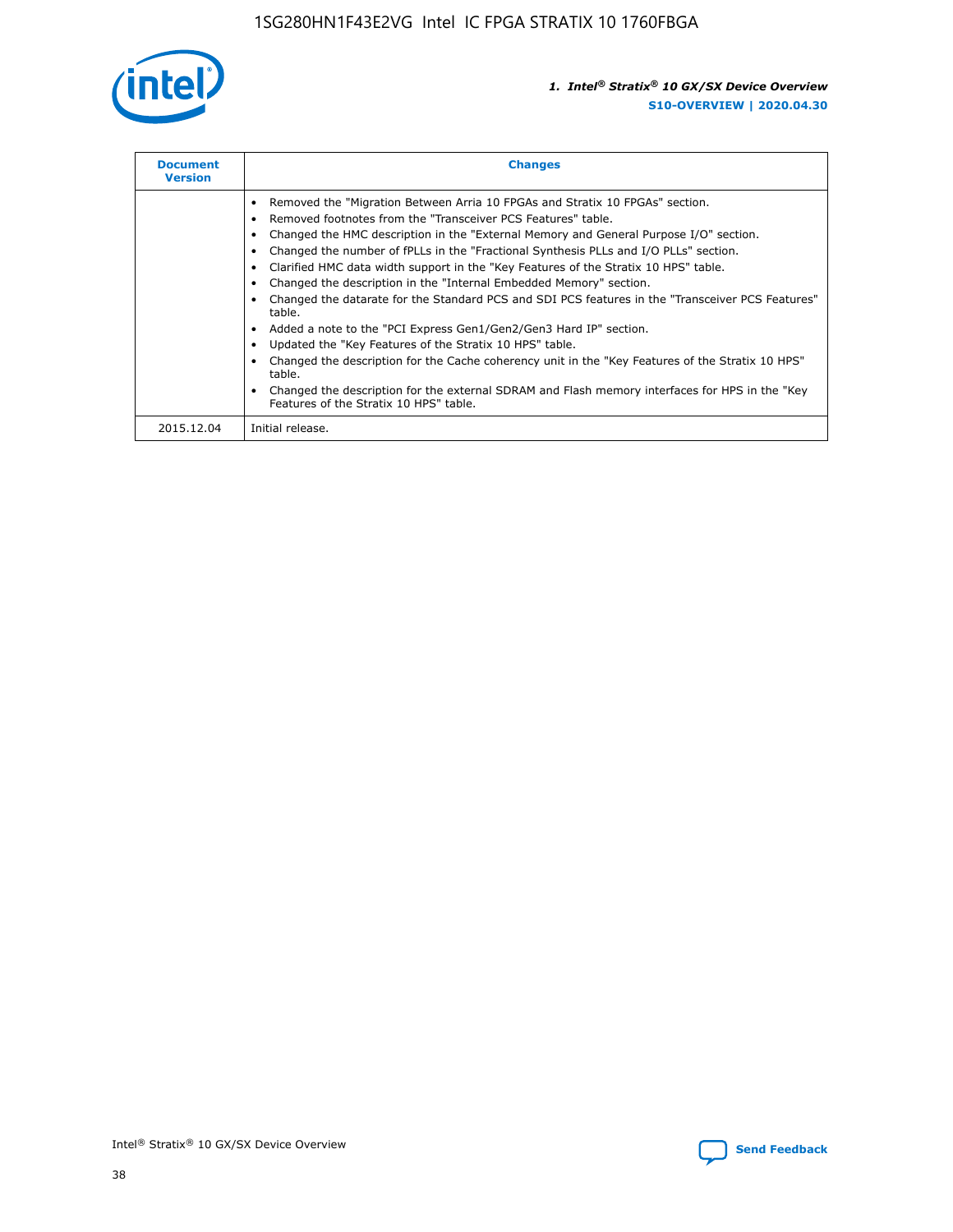| Document Version | Changes |
| --- | --- |
| | • Removed the "Migration Between Arria 10 FPGAs and Stratix 10 FPGAs" section.<br>• Removed footnotes from the "Transceiver PCS Features" table.<br>• Changed the HMC description in the "External Memory and General Purpose I/O" section.<br>• Changed the number of fPLLs in the "Fractional Synthesis PLLs and I/O PLLs" section.<br>• Clarified HMC data width support in the "Key Features of the Stratix 10 HPS" table.<br>• Changed the description in the "Internal Embedded Memory" section.<br>• Changed the datarate for the Standard PCS and SDI PCS features in the "Transceiver PCS Features" table.<br>• Added a note to the "PCI Express Gen1/Gen2/Gen3 Hard IP" section.<br>• Updated the "Key Features of the Stratix 10 HPS" table.<br>• Changed the description for the Cache coherency unit in the "Key Features of the Stratix 10 HPS" table.<br>• Changed the description for the external SDRAM and Flash memory interfaces for HPS in the "Key Features of the Stratix 10 HPS" table. |
| 2015.12.04 | Initial release. |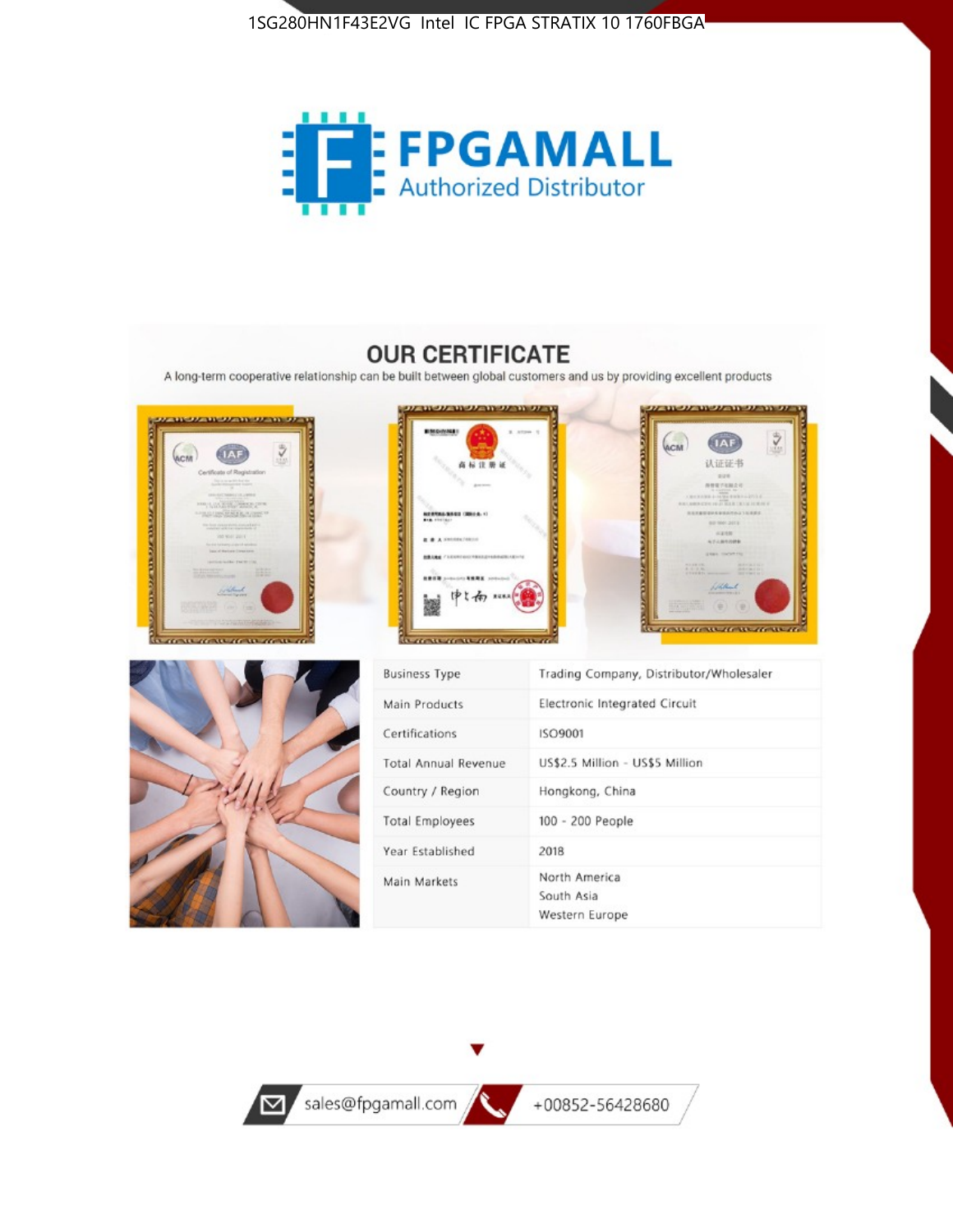# FPGAMALL

Authorized Distributor

## OUR CERTIFICATE

A long-term cooperative relationship can be built between global customers and us by providing excellent products

| | |
|---|---|
| Business Type | Trading Company, Distributor/Wholesaler |
| Main Products | Electronic Integrated Circuit |
| Certifications | ISO9001 |
| Total Annual Revenue | US$2.5 Million - US$5 Million |
| Country / Region | Hongkong, China |
| Total Employees | 100 - 200 People |
| Year Established | 2018 |
| Main Markets | North America<br>South Asia<br>Western Europe |

sales@fpgamall.com

+00852-56428680